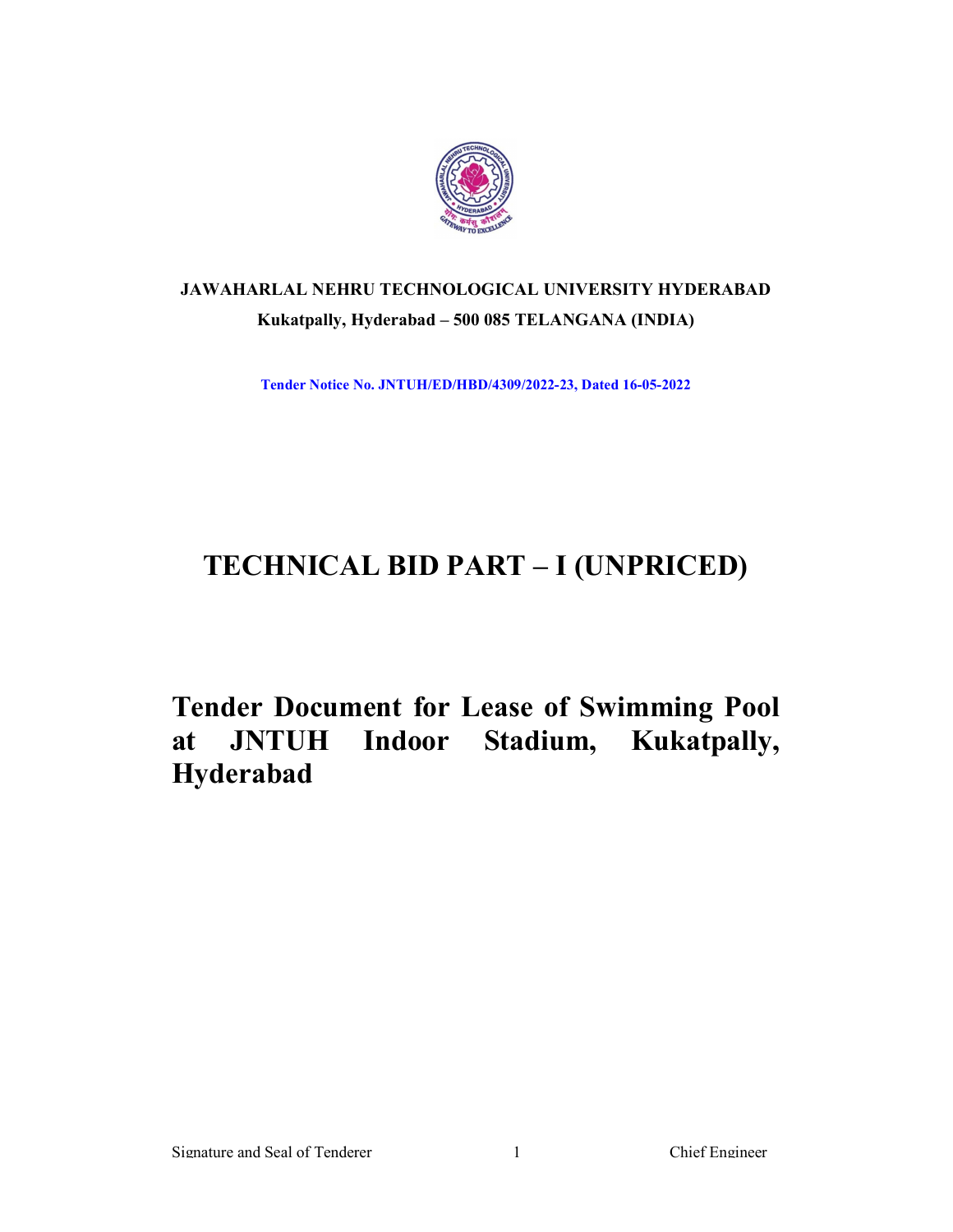**JAWAHARLAL NEHRU TECHNOLOGICAL UNIVERSITY HYDERABAD**

**Kukatpally, Hyderabad – 500 085 TELANGANA (INDIA)**

**Tender Notice No. JNTUH/ED/HBD/4309/2022-23, Dated 16-05-2022**

# TECHNICAL BID PART – I (UNPRICED)

# Tender Document for Lease of Swimming Pool at JNTUH Indoor Stadium, Kukatpally, Hyderabad

Signature and Seal of Tenderer | Chief Engineer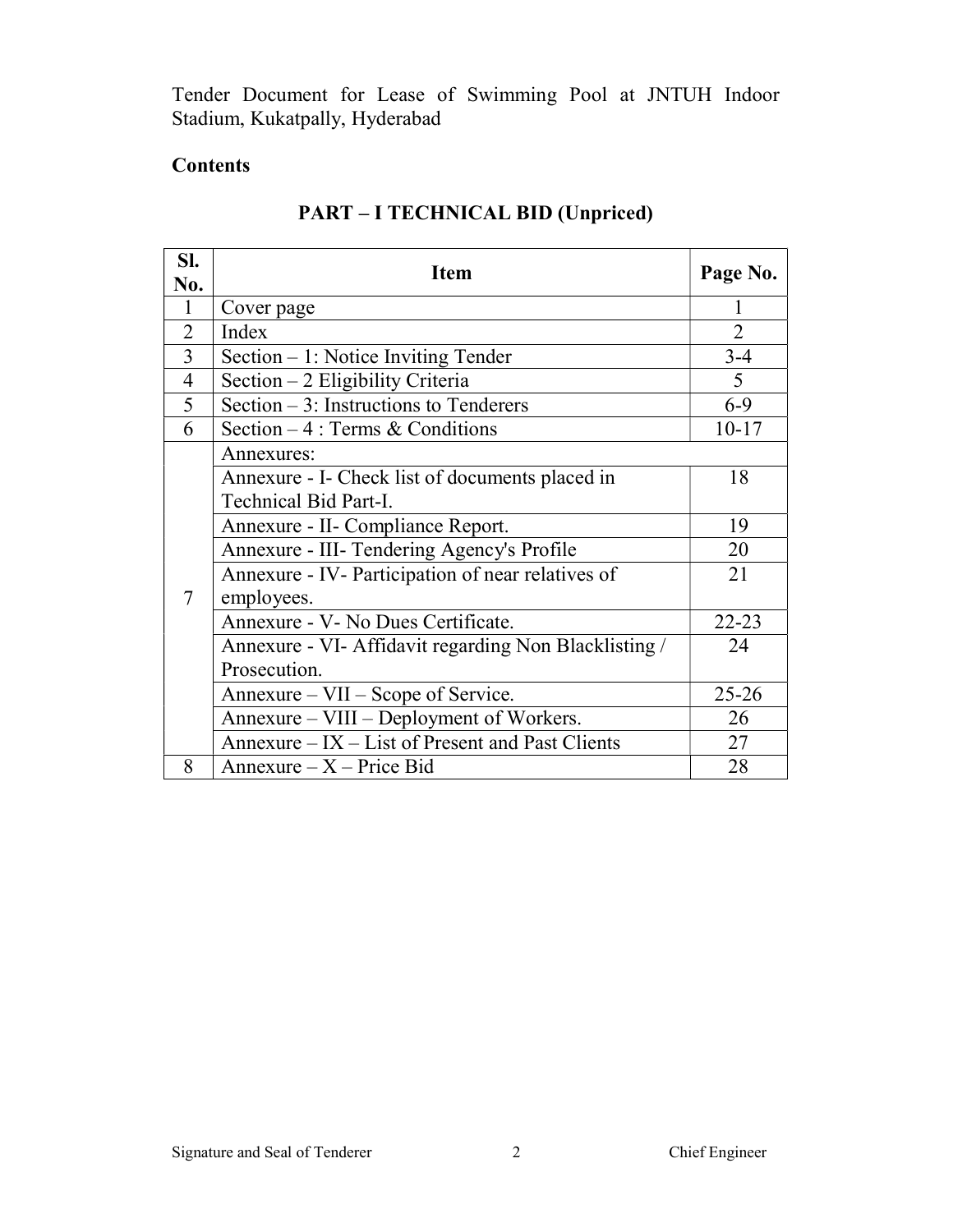Tender Document for Lease of Swimming Pool at JNTUH Indoor Stadium, Kukatpally, Hyderabad

**Contents**

## PART – I TECHNICAL BID (Unpriced)

| Sl. No. | Item | Page No. |
|---|---|---|
| 1 | Cover page | 1 |
| 2 | Index | 2 |
| 3 | Section – 1: Notice Inviting Tender | 3-4 |
| 4 | Section – 2 Eligibility Criteria | 5 |
| 5 | Section – 3: Instructions to Tenderers | 6-9 |
| 6 | Section – 4 : Terms & Conditions | 10-17 |
| 7 | Annexures: | |
| | Annexure - I- Check list of documents placed in Technical Bid Part-I. | 18 |
| | Annexure - II- Compliance Report. | 19 |
| | Annexure - III- Tendering Agency's Profile | 20 |
| | Annexure - IV- Participation of near relatives of employees. | 21 |
| | Annexure - V- No Dues Certificate. | 22-23 |
| | Annexure - VI- Affidavit regarding Non Blacklisting / Prosecution. | 24 |
| | Annexure – VII – Scope of Service. | 25-26 |
| | Annexure – VIII – Deployment of Workers. | 26 |
| | Annexure – IX – List of Present and Past Clients | 27 |
| 8 | Annexure – X – Price Bid | 28 |

Signature and Seal of Tenderer | Chief Engineer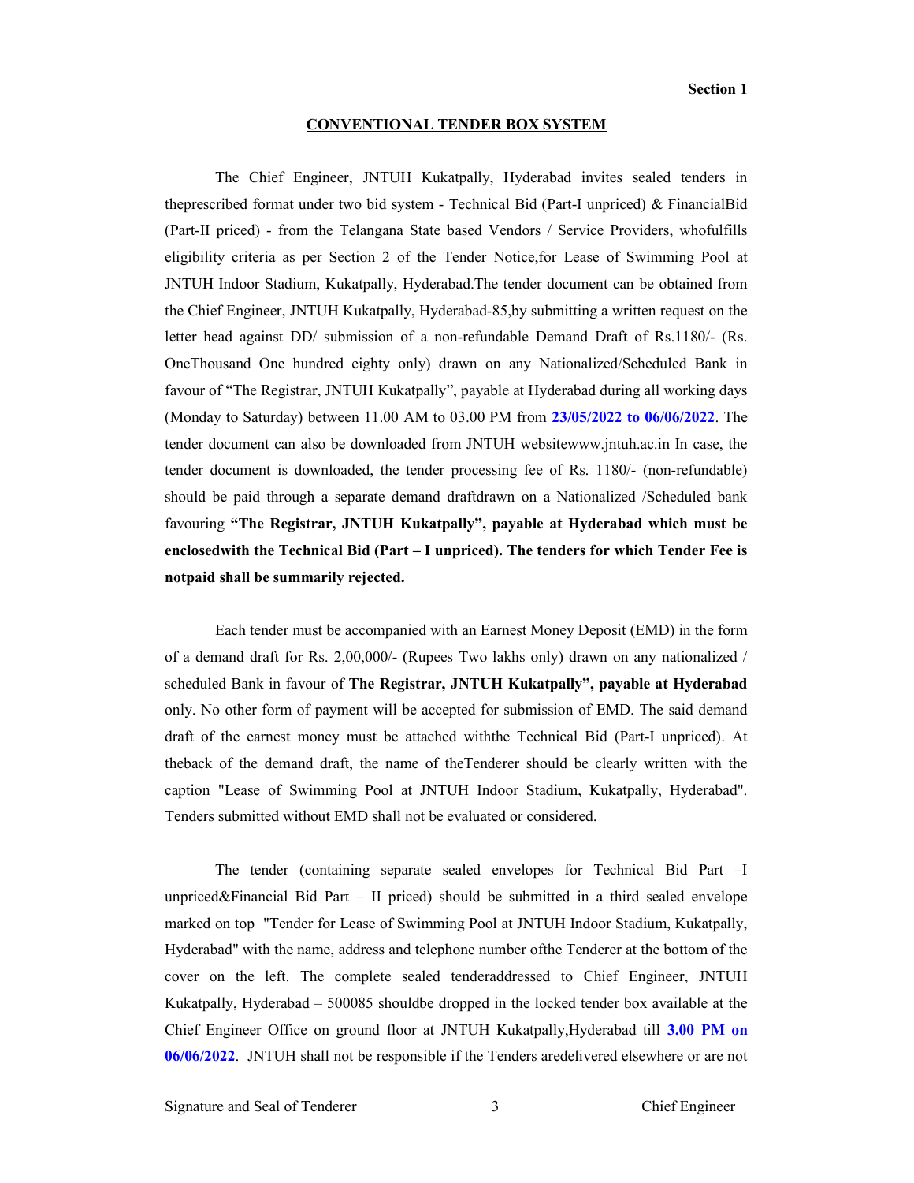**Section 1**

## CONVENTIONAL TENDER BOX SYSTEM

The Chief Engineer, JNTUH Kukatpally, Hyderabad invites sealed tenders in theprescribed format under two bid system - Technical Bid (Part-I unpriced) & FinancialBid (Part-II priced) - from the Telangana State based Vendors / Service Providers, whofulfills eligibility criteria as per Section 2 of the Tender Notice,for Lease of Swimming Pool at JNTUH Indoor Stadium, Kukatpally, Hyderabad.The tender document can be obtained from the Chief Engineer, JNTUH Kukatpally, Hyderabad-85,by submitting a written request on the letter head against DD/ submission of a non-refundable Demand Draft of Rs.1180/- (Rs. OneThousand One hundred eighty only) drawn on any Nationalized/Scheduled Bank in favour of "The Registrar, JNTUH Kukatpally", payable at Hyderabad during all working days (Monday to Saturday) between 11.00 AM to 03.00 PM from **23/05/2022 to 06/06/2022**. The tender document can also be downloaded from JNTUH websitewww.jntuh.ac.in In case, the tender document is downloaded, the tender processing fee of Rs. 1180/- (non-refundable) should be paid through a separate demand draftdrawn on a Nationalized /Scheduled bank favouring **"The Registrar, JNTUH Kukatpally", payable at Hyderabad which must be enclosedwith the Technical Bid (Part – I unpriced). The tenders for which Tender Fee is notpaid shall be summarily rejected.**

Each tender must be accompanied with an Earnest Money Deposit (EMD) in the form of a demand draft for Rs. 2,00,000/- (Rupees Two lakhs only) drawn on any nationalized / scheduled Bank in favour of **The Registrar, JNTUH Kukatpally", payable at Hyderabad** only. No other form of payment will be accepted for submission of EMD. The said demand draft of the earnest money must be attached withthe Technical Bid (Part-I unpriced). At theback of the demand draft, the name of theTenderer should be clearly written with the caption "Lease of Swimming Pool at JNTUH Indoor Stadium, Kukatpally, Hyderabad". Tenders submitted without EMD shall not be evaluated or considered.

The tender (containing separate sealed envelopes for Technical Bid Part –I unpriced&Financial Bid Part – II priced) should be submitted in a third sealed envelope marked on top "Tender for Lease of Swimming Pool at JNTUH Indoor Stadium, Kukatpally, Hyderabad" with the name, address and telephone number ofthe Tenderer at the bottom of the cover on the left. The complete sealed tenderaddressed to Chief Engineer, JNTUH Kukatpally, Hyderabad – 500085 shouldbe dropped in the locked tender box available at the Chief Engineer Office on ground floor at JNTUH Kukatpally,Hyderabad till **3.00 PM on 06/06/2022**. JNTUH shall not be responsible if the Tenders aredelivered elsewhere or are not

Signature and Seal of Tenderer Chief Engineer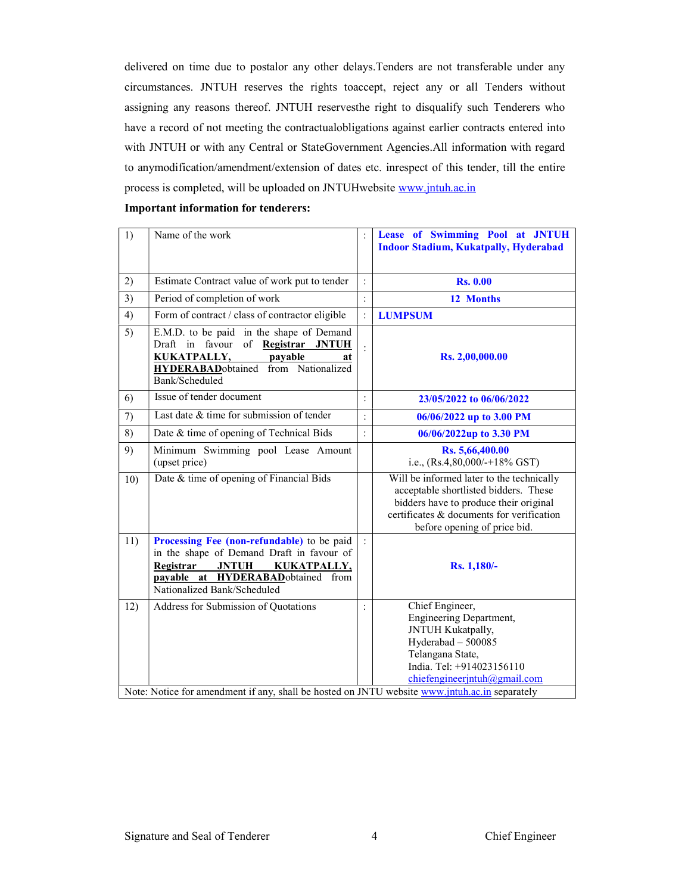delivered on time due to postalor any other delays.Tenders are not transferable under any circumstances. JNTUH reserves the rights toaccept, reject any or all Tenders without assigning any reasons thereof. JNTUH reservesthe right to disqualify such Tenderers who have a record of not meeting the contractualobligations against earlier contracts entered into with JNTUH or with any Central or StateGovernment Agencies.All information with regard to anymodification/amendment/extension of dates etc. inrespect of this tender, till the entire process is completed, will be uploaded on JNTUHwebsite www.jntuh.ac.in

**Important information for tenderers:**

| | | | |
|---|---|---|---|
| 1) | Name of the work | : | **Lease of Swimming Pool at JNTUH Indoor Stadium, Kukatpally, Hyderabad** |
| 2) | Estimate Contract value of work put to tender | : | **Rs. 0.00** |
| 3) | Period of completion of work | : | **12 Months** |
| 4) | Form of contract / class of contractor eligible | : | **LUMPSUM** |
| 5) | E.M.D. to be paid in the shape of Demand Draft in favour of **Registrar JNTUH KUKATPALLY, payable at HYDERABAD**obtained from Nationalized Bank/Scheduled | : | **Rs. 2,00,000.00** |
| 6) | Issue of tender document | : | **23/05/2022 to 06/06/2022** |
| 7) | Last date & time for submission of tender | : | **06/06/2022 up to 3.00 PM** |
| 8) | Date & time of opening of Technical Bids | : | **06/06/2022up to 3.30 PM** |
| 9) | Minimum Swimming pool Lease Amount (upset price) | | **Rs. 5,66,400.00** i.e., (Rs.4,80,000/-+18% GST) |
| 10) | Date & time of opening of Financial Bids | | Will be informed later to the technically acceptable shortlisted bidders. These bidders have to produce their original certificates & documents for verification before opening of price bid. |
| 11) | **Processing Fee (non-refundable)** to be paid in the shape of Demand Draft in favour of **Registrar JNTUH KUKATPALLY, payable at HYDERABAD**obtained from Nationalized Bank/Scheduled | : | **Rs. 1,180/-** |
| 12) | Address for Submission of Quotations | : | Chief Engineer,<br>Engineering Department,<br>JNTUH Kukatpally,<br>Hyderabad – 500085<br>Telangana State,<br>India. Tel: +914023156110<br>chiefengineerjntuh@gmail.com |

Note: Notice for amendment if any, shall be hosted on JNTU website www.jntuh.ac.in separately

Signature and Seal of Tenderer                                                  Chief Engineer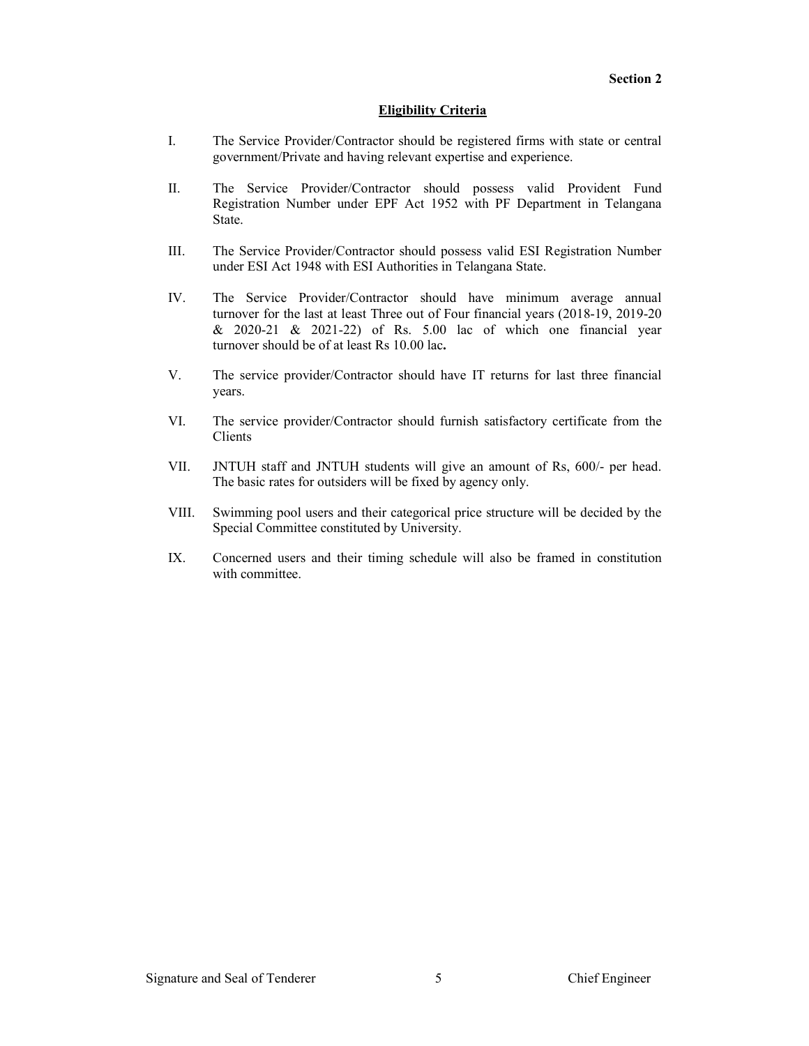**Section 2**

## Eligibility Criteria

I. The Service Provider/Contractor should be registered firms with state or central government/Private and having relevant expertise and experience.

II. The Service Provider/Contractor should possess valid Provident Fund Registration Number under EPF Act 1952 with PF Department in Telangana State.

III. The Service Provider/Contractor should possess valid ESI Registration Number under ESI Act 1948 with ESI Authorities in Telangana State.

IV. The Service Provider/Contractor should have minimum average annual turnover for the last at least Three out of Four financial years (2018-19, 2019-20 & 2020-21 & 2021-22) of Rs. 5.00 lac of which one financial year turnover should be of at least Rs 10.00 lac**.**

V. The service provider/Contractor should have IT returns for last three financial years.

VI. The service provider/Contractor should furnish satisfactory certificate from the Clients

VII. JNTUH staff and JNTUH students will give an amount of Rs, 600/- per head. The basic rates for outsiders will be fixed by agency only.

VIII. Swimming pool users and their categorical price structure will be decided by the Special Committee constituted by University.

IX. Concerned users and their timing schedule will also be framed in constitution with committee.

Signature and Seal of Tenderer                                                                 Chief Engineer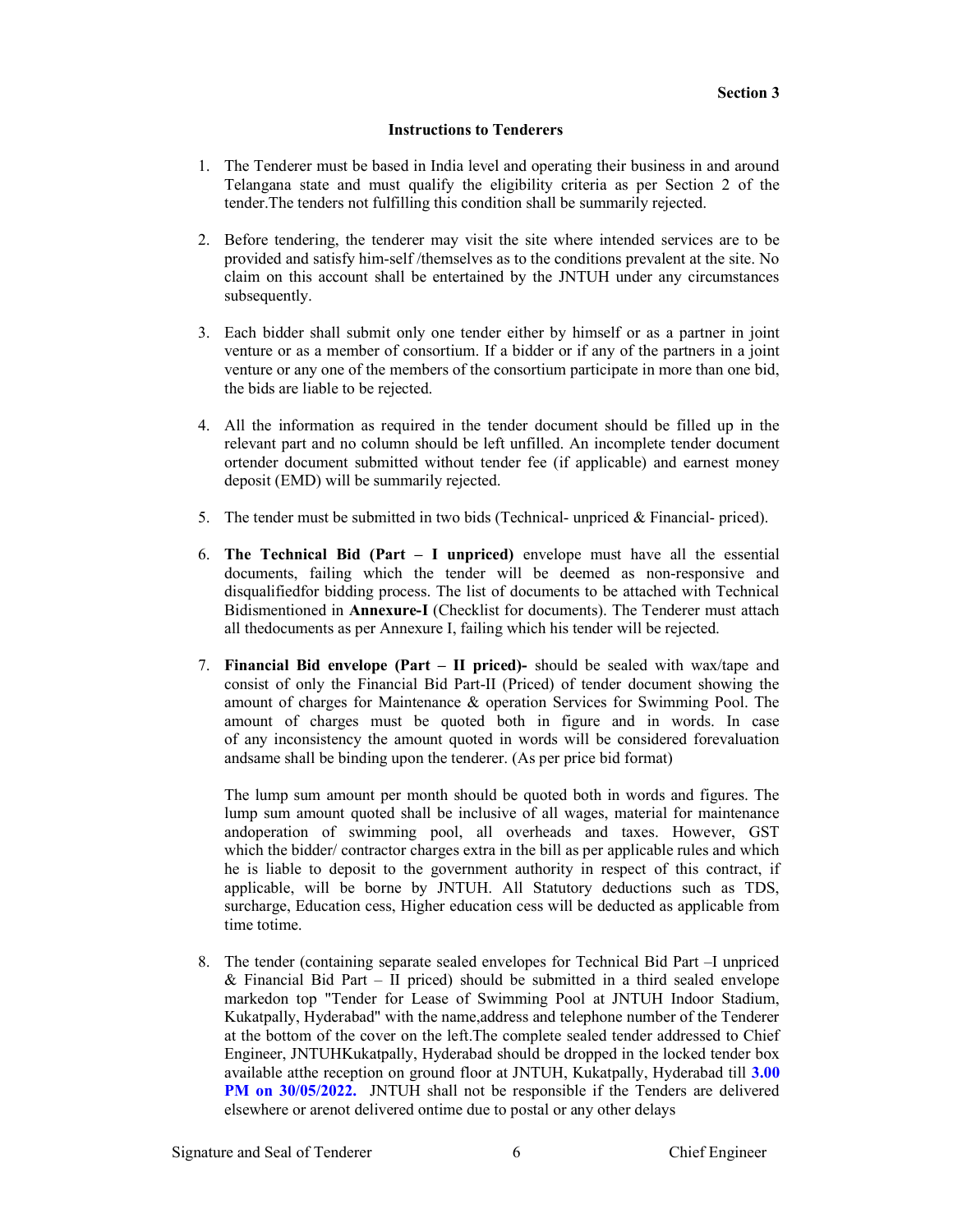**Section 3**

**Instructions to Tenderers**

1. The Tenderer must be based in India level and operating their business in and around Telangana state and must qualify the eligibility criteria as per Section 2 of the tender.The tenders not fulfilling this condition shall be summarily rejected.

2. Before tendering, the tenderer may visit the site where intended services are to be provided and satisfy him-self /themselves as to the conditions prevalent at the site. No claim on this account shall be entertained by the JNTUH under any circumstances subsequently.

3. Each bidder shall submit only one tender either by himself or as a partner in joint venture or as a member of consortium. If a bidder or if any of the partners in a joint venture or any one of the members of the consortium participate in more than one bid, the bids are liable to be rejected.

4. All the information as required in the tender document should be filled up in the relevant part and no column should be left unfilled. An incomplete tender document ortender document submitted without tender fee (if applicable) and earnest money deposit (EMD) will be summarily rejected.

5. The tender must be submitted in two bids (Technical- unpriced & Financial- priced).

6. **The Technical Bid (Part – I unpriced)** envelope must have all the essential documents, failing which the tender will be deemed as non-responsive and disqualifiedfor bidding process. The list of documents to be attached with Technical Bidismentioned in **Annexure-I** (Checklist for documents). The Tenderer must attach all thedocuments as per Annexure I, failing which his tender will be rejected.

7. **Financial Bid envelope (Part – II priced)-** should be sealed with wax/tape and consist of only the Financial Bid Part-II (Priced) of tender document showing the amount of charges for Maintenance & operation Services for Swimming Pool. The amount of charges must be quoted both in figure and in words. In case of any inconsistency the amount quoted in words will be considered forevaluation andsame shall be binding upon the tenderer. (As per price bid format)

   The lump sum amount per month should be quoted both in words and figures. The lump sum amount quoted shall be inclusive of all wages, material for maintenance andoperation of swimming pool, all overheads and taxes. However, GST which the bidder/ contractor charges extra in the bill as per applicable rules and which he is liable to deposit to the government authority in respect of this contract, if applicable, will be borne by JNTUH. All Statutory deductions such as TDS, surcharge, Education cess, Higher education cess will be deducted as applicable from time totime.

8. The tender (containing separate sealed envelopes for Technical Bid Part –I unpriced & Financial Bid Part – II priced) should be submitted in a third sealed envelope markedon top "Tender for Lease of Swimming Pool at JNTUH Indoor Stadium, Kukatpally, Hyderabad" with the name,address and telephone number of the Tenderer at the bottom of the cover on the left.The complete sealed tender addressed to Chief Engineer, JNTUHKukatpally, Hyderabad should be dropped in the locked tender box available atthe reception on ground floor at JNTUH, Kukatpally, Hyderabad till **3.00 PM on 30/05/2022.** JNTUH shall not be responsible if the Tenders are delivered elsewhere or arenot delivered ontime due to postal or any other delays

Signature and Seal of Tenderer Chief Engineer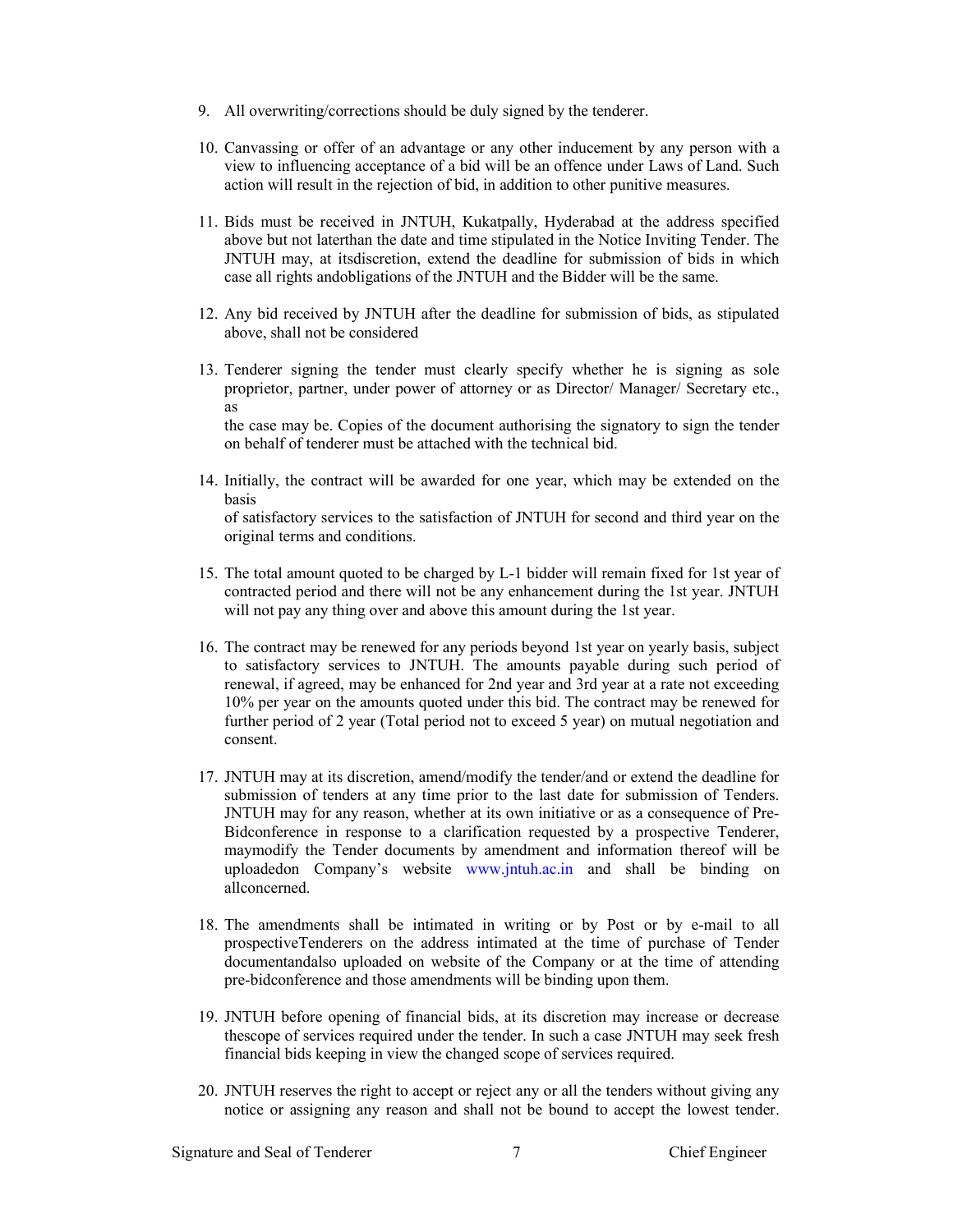9. All overwriting/corrections should be duly signed by the tenderer.

10. Canvassing or offer of an advantage or any other inducement by any person with a view to influencing acceptance of a bid will be an offence under Laws of Land. Such action will result in the rejection of bid, in addition to other punitive measures.

11. Bids must be received in JNTUH, Kukatpally, Hyderabad at the address specified above but not laterthan the date and time stipulated in the Notice Inviting Tender. The JNTUH may, at itsdiscretion, extend the deadline for submission of bids in which case all rights andobligations of the JNTUH and the Bidder will be the same.

12. Any bid received by JNTUH after the deadline for submission of bids, as stipulated above, shall not be considered

13. Tenderer signing the tender must clearly specify whether he is signing as sole proprietor, partner, under power of attorney or as Director/ Manager/ Secretary etc., as
    the case may be. Copies of the document authorising the signatory to sign the tender on behalf of tenderer must be attached with the technical bid.

14. Initially, the contract will be awarded for one year, which may be extended on the basis
    of satisfactory services to the satisfaction of JNTUH for second and third year on the original terms and conditions.

15. The total amount quoted to be charged by L-1 bidder will remain fixed for 1st year of contracted period and there will not be any enhancement during the 1st year. JNTUH will not pay any thing over and above this amount during the 1st year.

16. The contract may be renewed for any periods beyond 1st year on yearly basis, subject to satisfactory services to JNTUH. The amounts payable during such period of renewal, if agreed, may be enhanced for 2nd year and 3rd year at a rate not exceeding 10% per year on the amounts quoted under this bid. The contract may be renewed for further period of 2 year (Total period not to exceed 5 year) on mutual negotiation and consent.

17. JNTUH may at its discretion, amend/modify the tender/and or extend the deadline for submission of tenders at any time prior to the last date for submission of Tenders. JNTUH may for any reason, whether at its own initiative or as a consequence of Pre-Bidconference in response to a clarification requested by a prospective Tenderer, maymodify the Tender documents by amendment and information thereof will be uploadedon Company's website www.jntuh.ac.in and shall be binding on allconcerned.

18. The amendments shall be intimated in writing or by Post or by e-mail to all prospectiveTenderers on the address intimated at the time of purchase of Tender documentandalso uploaded on website of the Company or at the time of attending pre-bidconference and those amendments will be binding upon them.

19. JNTUH before opening of financial bids, at its discretion may increase or decrease thescope of services required under the tender. In such a case JNTUH may seek fresh financial bids keeping in view the changed scope of services required.

20. JNTUH reserves the right to accept or reject any or all the tenders without giving any notice or assigning any reason and shall not be bound to accept the lowest tender.

Signature and Seal of Tenderer Chief Engineer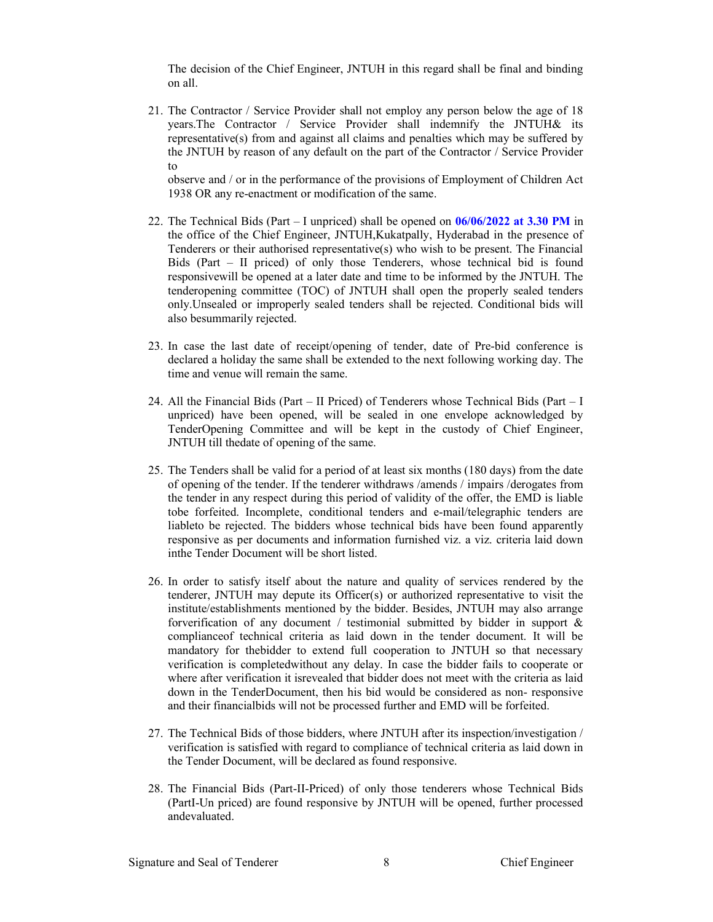The decision of the Chief Engineer, JNTUH in this regard shall be final and binding on all.

21. The Contractor / Service Provider shall not employ any person below the age of 18 years.The Contractor / Service Provider shall indemnify the JNTUH& its representative(s) from and against all claims and penalties which may be suffered by the JNTUH by reason of any default on the part of the Contractor / Service Provider to

    observe and / or in the performance of the provisions of Employment of Children Act 1938 OR any re-enactment or modification of the same.

22. The Technical Bids (Part – I unpriced) shall be opened on **06/06/2022 at 3.30 PM** in the office of the Chief Engineer, JNTUH,Kukatpally, Hyderabad in the presence of Tenderers or their authorised representative(s) who wish to be present. The Financial Bids (Part – II priced) of only those Tenderers, whose technical bid is found responsivewill be opened at a later date and time to be informed by the JNTUH. The tenderopening committee (TOC) of JNTUH shall open the properly sealed tenders only.Unsealed or improperly sealed tenders shall be rejected. Conditional bids will also besummarily rejected.

23. In case the last date of receipt/opening of tender, date of Pre-bid conference is declared a holiday the same shall be extended to the next following working day. The time and venue will remain the same.

24. All the Financial Bids (Part – II Priced) of Tenderers whose Technical Bids (Part – I unpriced) have been opened, will be sealed in one envelope acknowledged by TenderOpening Committee and will be kept in the custody of Chief Engineer, JNTUH till thedate of opening of the same.

25. The Tenders shall be valid for a period of at least six months (180 days) from the date of opening of the tender. If the tenderer withdraws /amends / impairs /derogates from the tender in any respect during this period of validity of the offer, the EMD is liable tobe forfeited. Incomplete, conditional tenders and e-mail/telegraphic tenders are liableto be rejected. The bidders whose technical bids have been found apparently responsive as per documents and information furnished viz. a viz. criteria laid down inthe Tender Document will be short listed.

26. In order to satisfy itself about the nature and quality of services rendered by the tenderer, JNTUH may depute its Officer(s) or authorized representative to visit the institute/establishments mentioned by the bidder. Besides, JNTUH may also arrange forverification of any document / testimonial submitted by bidder in support & complianceof technical criteria as laid down in the tender document. It will be mandatory for thebidder to extend full cooperation to JNTUH so that necessary verification is completedwithout any delay. In case the bidder fails to cooperate or where after verification it isrevealed that bidder does not meet with the criteria as laid down in the TenderDocument, then his bid would be considered as non- responsive and their financialbids will not be processed further and EMD will be forfeited.

27. The Technical Bids of those bidders, where JNTUH after its inspection/investigation / verification is satisfied with regard to compliance of technical criteria as laid down in the Tender Document, will be declared as found responsive.

28. The Financial Bids (Part-II-Priced) of only those tenderers whose Technical Bids (PartI-Un priced) are found responsive by JNTUH will be opened, further processed andevaluated.

Signature and Seal of Tenderer Chief Engineer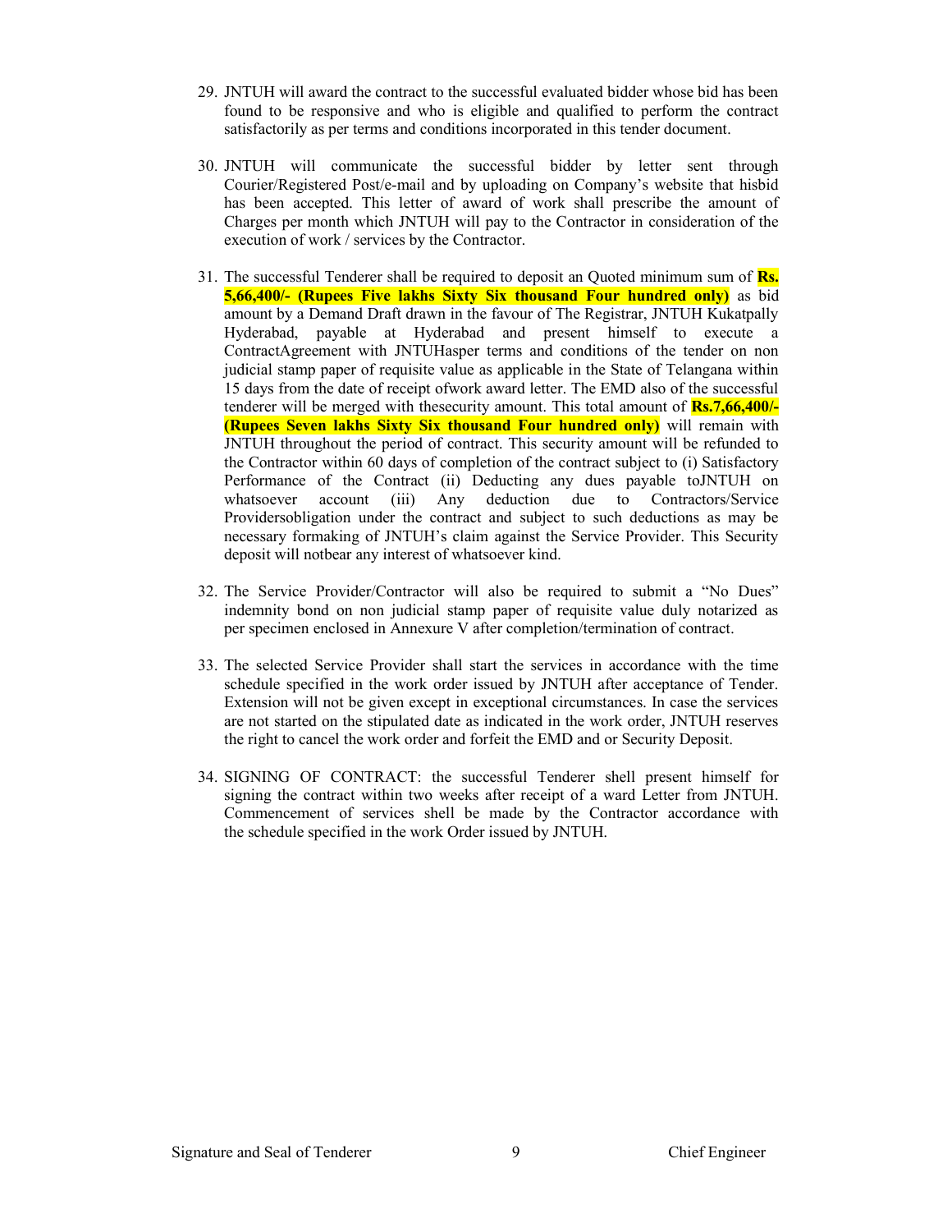29. JNTUH will award the contract to the successful evaluated bidder whose bid has been found to be responsive and who is eligible and qualified to perform the contract satisfactorily as per terms and conditions incorporated in this tender document.

30. JNTUH will communicate the successful bidder by letter sent through Courier/Registered Post/e-mail and by uploading on Company's website that hisbid has been accepted. This letter of award of work shall prescribe the amount of Charges per month which JNTUH will pay to the Contractor in consideration of the execution of work / services by the Contractor.

31. The successful Tenderer shall be required to deposit an Quoted minimum sum of **Rs. 5,66,400/- (Rupees Five lakhs Sixty Six thousand Four hundred only)** as bid amount by a Demand Draft drawn in the favour of The Registrar, JNTUH Kukatpally Hyderabad, payable at Hyderabad and present himself to execute a ContractAgreement with JNTUHasper terms and conditions of the tender on non judicial stamp paper of requisite value as applicable in the State of Telangana within 15 days from the date of receipt ofwork award letter. The EMD also of the successful tenderer will be merged with thesecurity amount. This total amount of **Rs.7,66,400/- (Rupees Seven lakhs Sixty Six thousand Four hundred only)** will remain with JNTUH throughout the period of contract. This security amount will be refunded to the Contractor within 60 days of completion of the contract subject to (i) Satisfactory Performance of the Contract (ii) Deducting any dues payable toJNTUH on whatsoever account (iii) Any deduction due to Contractors/Service Providersobligation under the contract and subject to such deductions as may be necessary formaking of JNTUH's claim against the Service Provider. This Security deposit will notbear any interest of whatsoever kind.

32. The Service Provider/Contractor will also be required to submit a "No Dues" indemnity bond on non judicial stamp paper of requisite value duly notarized as per specimen enclosed in Annexure V after completion/termination of contract.

33. The selected Service Provider shall start the services in accordance with the time schedule specified in the work order issued by JNTUH after acceptance of Tender. Extension will not be given except in exceptional circumstances. In case the services are not started on the stipulated date as indicated in the work order, JNTUH reserves the right to cancel the work order and forfeit the EMD and or Security Deposit.

34. SIGNING OF CONTRACT: the successful Tenderer shell present himself for signing the contract within two weeks after receipt of a ward Letter from JNTUH. Commencement of services shell be made by the Contractor accordance with the schedule specified in the work Order issued by JNTUH.

Signature and Seal of Tenderer Chief Engineer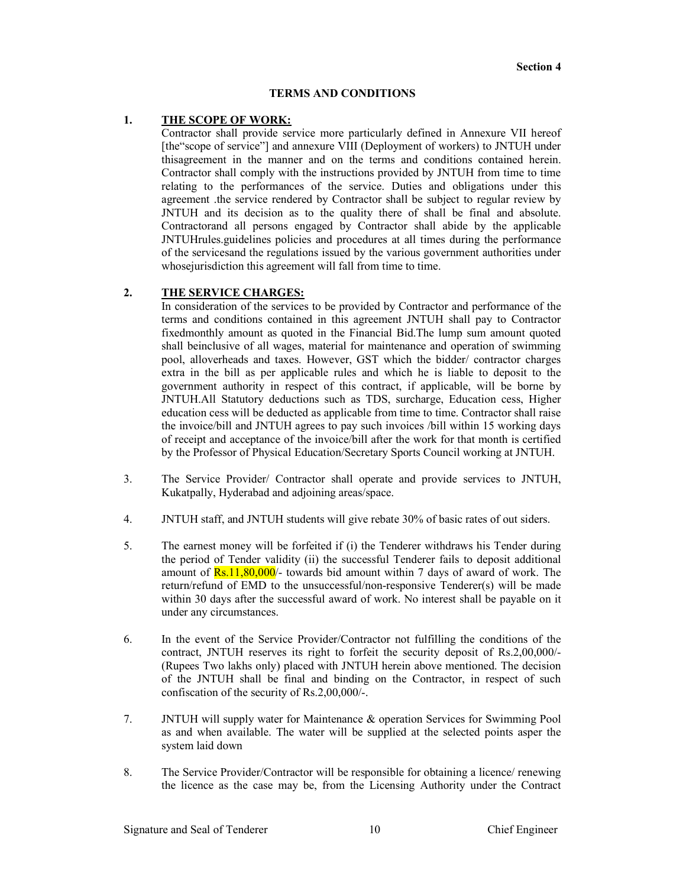**Section 4**

**TERMS AND CONDITIONS**

1. **THE SCOPE OF WORK:**
   Contractor shall provide service more particularly defined in Annexure VII hereof [the"scope of service"] and annexure VIII (Deployment of workers) to JNTUH under thisagreement in the manner and on the terms and conditions contained herein. Contractor shall comply with the instructions provided by JNTUH from time to time relating to the performances of the service. Duties and obligations under this agreement .the service rendered by Contractor shall be subject to regular review by JNTUH and its decision as to the quality there of shall be final and absolute. Contractorand all persons engaged by Contractor shall abide by the applicable JNTUHrules.guidelines policies and procedures at all times during the performance of the servicesand the regulations issued by the various government authorities under whosejurisdiction this agreement will fall from time to time.

2. **THE SERVICE CHARGES:**
   In consideration of the services to be provided by Contractor and performance of the terms and conditions contained in this agreement JNTUH shall pay to Contractor fixedmonthly amount as quoted in the Financial Bid.The lump sum amount quoted shall beinclusive of all wages, material for maintenance and operation of swimming pool, alloverheads and taxes. However, GST which the bidder/ contractor charges extra in the bill as per applicable rules and which he is liable to deposit to the government authority in respect of this contract, if applicable, will be borne by JNTUH.All Statutory deductions such as TDS, surcharge, Education cess, Higher education cess will be deducted as applicable from time to time. Contractor shall raise the invoice/bill and JNTUH agrees to pay such invoices /bill within 15 working days of receipt and acceptance of the invoice/bill after the work for that month is certified by the Professor of Physical Education/Secretary Sports Council working at JNTUH.

3. The Service Provider/ Contractor shall operate and provide services to JNTUH, Kukatpally, Hyderabad and adjoining areas/space.

4. JNTUH staff, and JNTUH students will give rebate 30% of basic rates of out siders.

5. The earnest money will be forfeited if (i) the Tenderer withdraws his Tender during the period of Tender validity (ii) the successful Tenderer fails to deposit additional amount of Rs.11,80,000/- towards bid amount within 7 days of award of work. The return/refund of EMD to the unsuccessful/non-responsive Tenderer(s) will be made within 30 days after the successful award of work. No interest shall be payable on it under any circumstances.

6. In the event of the Service Provider/Contractor not fulfilling the conditions of the contract, JNTUH reserves its right to forfeit the security deposit of Rs.2,00,000/- (Rupees Two lakhs only) placed with JNTUH herein above mentioned. The decision of the JNTUH shall be final and binding on the Contractor, in respect of such confiscation of the security of Rs.2,00,000/-.

7. JNTUH will supply water for Maintenance & operation Services for Swimming Pool as and when available. The water will be supplied at the selected points asper the system laid down

8. The Service Provider/Contractor will be responsible for obtaining a licence/ renewing the licence as the case may be, from the Licensing Authority under the Contract

Signature and Seal of Tenderer | Chief Engineer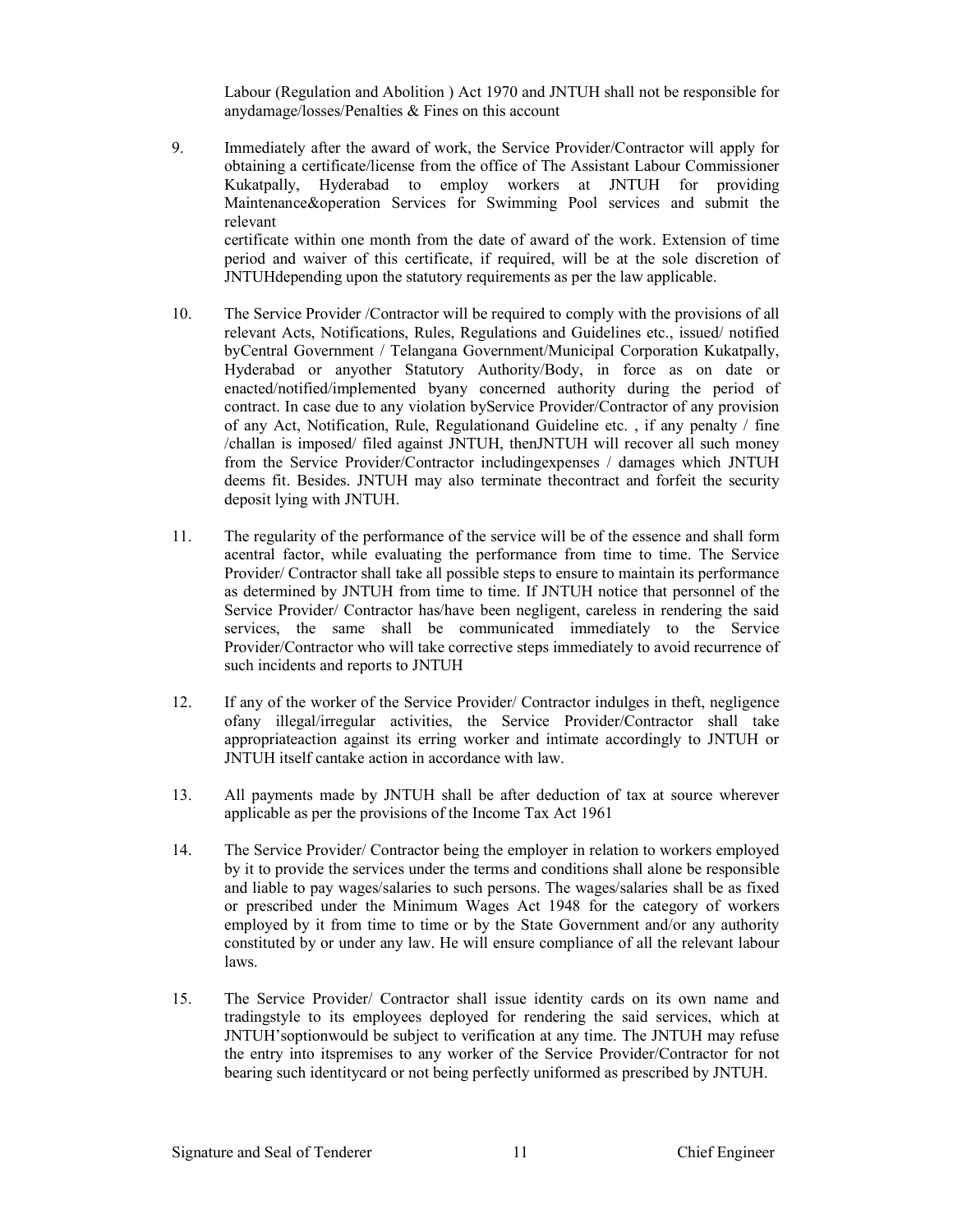Labour (Regulation and Abolition ) Act 1970 and JNTUH shall not be responsible for anydamage/losses/Penalties & Fines on this account

9. Immediately after the award of work, the Service Provider/Contractor will apply for obtaining a certificate/license from the office of The Assistant Labour Commissioner Kukatpally, Hyderabad to employ workers at JNTUH for providing Maintenance&operation Services for Swimming Pool services and submit the relevant
certificate within one month from the date of award of the work. Extension of time period and waiver of this certificate, if required, will be at the sole discretion of JNTUHdepending upon the statutory requirements as per the law applicable.

10. The Service Provider /Contractor will be required to comply with the provisions of all relevant Acts, Notifications, Rules, Regulations and Guidelines etc., issued/ notified byCentral Government / Telangana Government/Municipal Corporation Kukatpally, Hyderabad or anyother Statutory Authority/Body, in force as on date or enacted/notified/implemented byany concerned authority during the period of contract. In case due to any violation byService Provider/Contractor of any provision of any Act, Notification, Rule, Regulationand Guideline etc. , if any penalty / fine /challan is imposed/ filed against JNTUH, thenJNTUH will recover all such money from the Service Provider/Contractor includingexpenses / damages which JNTUH deems fit. Besides. JNTUH may also terminate thecontract and forfeit the security deposit lying with JNTUH.

11. The regularity of the performance of the service will be of the essence and shall form acentral factor, while evaluating the performance from time to time. The Service Provider/ Contractor shall take all possible steps to ensure to maintain its performance as determined by JNTUH from time to time. If JNTUH notice that personnel of the Service Provider/ Contractor has/have been negligent, careless in rendering the said services, the same shall be communicated immediately to the Service Provider/Contractor who will take corrective steps immediately to avoid recurrence of such incidents and reports to JNTUH

12. If any of the worker of the Service Provider/ Contractor indulges in theft, negligence ofany illegal/irregular activities, the Service Provider/Contractor shall take appropriateaction against its erring worker and intimate accordingly to JNTUH or JNTUH itself cantake action in accordance with law.

13. All payments made by JNTUH shall be after deduction of tax at source wherever applicable as per the provisions of the Income Tax Act 1961

14. The Service Provider/ Contractor being the employer in relation to workers employed by it to provide the services under the terms and conditions shall alone be responsible and liable to pay wages/salaries to such persons. The wages/salaries shall be as fixed or prescribed under the Minimum Wages Act 1948 for the category of workers employed by it from time to time or by the State Government and/or any authority constituted by or under any law. He will ensure compliance of all the relevant labour laws.

15. The Service Provider/ Contractor shall issue identity cards on its own name and tradingstyle to its employees deployed for rendering the said services, which at JNTUH'soptionwould be subject to verification at any time. The JNTUH may refuse the entry into itspremises to any worker of the Service Provider/Contractor for not bearing such identitycard or not being perfectly uniformed as prescribed by JNTUH.

Signature and Seal of Tenderer | Chief Engineer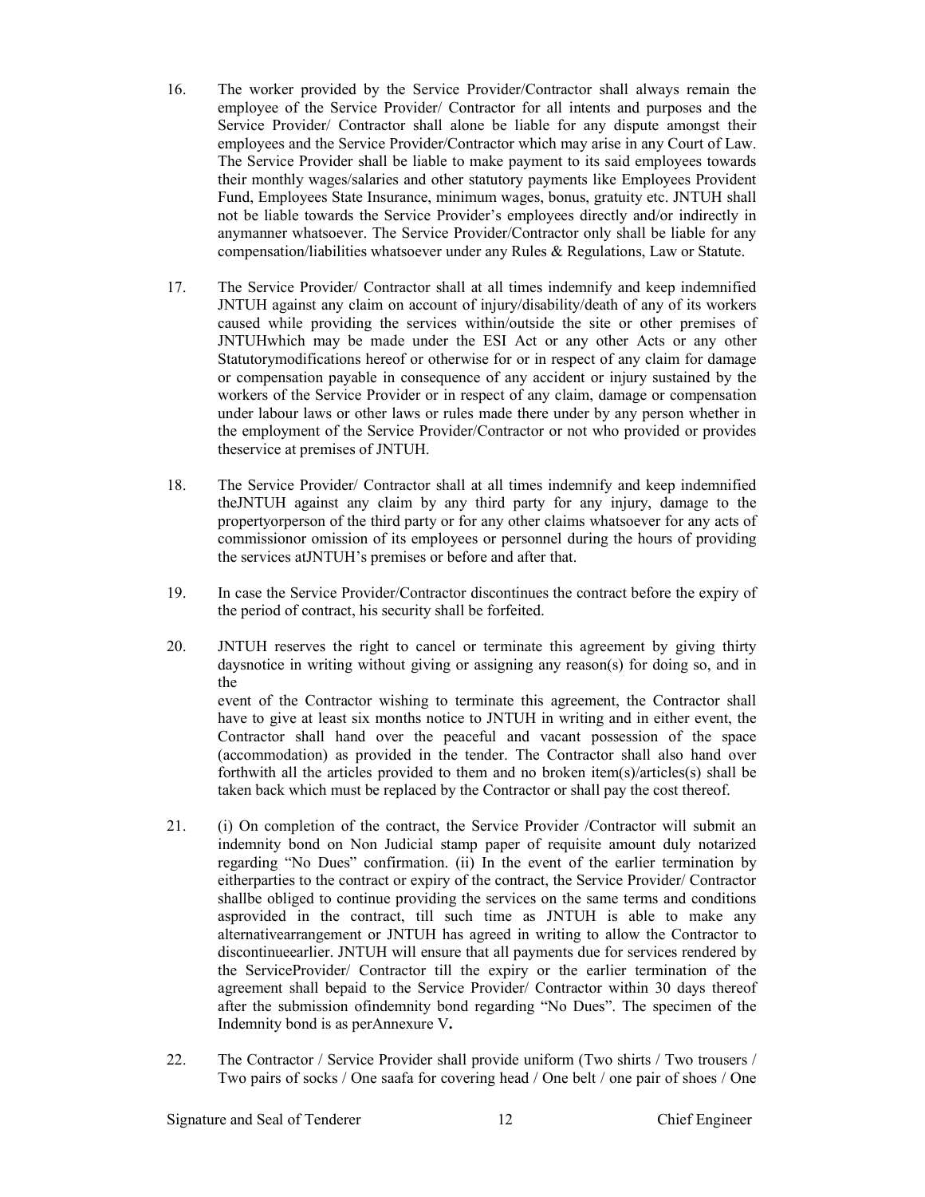16. The worker provided by the Service Provider/Contractor shall always remain the employee of the Service Provider/ Contractor for all intents and purposes and the Service Provider/ Contractor shall alone be liable for any dispute amongst their employees and the Service Provider/Contractor which may arise in any Court of Law. The Service Provider shall be liable to make payment to its said employees towards their monthly wages/salaries and other statutory payments like Employees Provident Fund, Employees State Insurance, minimum wages, bonus, gratuity etc. JNTUH shall not be liable towards the Service Provider's employees directly and/or indirectly in anymanner whatsoever. The Service Provider/Contractor only shall be liable for any compensation/liabilities whatsoever under any Rules & Regulations, Law or Statute.

17. The Service Provider/ Contractor shall at all times indemnify and keep indemnified JNTUH against any claim on account of injury/disability/death of any of its workers caused while providing the services within/outside the site or other premises of JNTUHwhich may be made under the ESI Act or any other Acts or any other Statutorymodifications hereof or otherwise for or in respect of any claim for damage or compensation payable in consequence of any accident or injury sustained by the workers of the Service Provider or in respect of any claim, damage or compensation under labour laws or other laws or rules made there under by any person whether in the employment of the Service Provider/Contractor or not who provided or provides theservice at premises of JNTUH.

18. The Service Provider/ Contractor shall at all times indemnify and keep indemnified theJNTUH against any claim by any third party for any injury, damage to the propertyorperson of the third party or for any other claims whatsoever for any acts of commissionor omission of its employees or personnel during the hours of providing the services atJNTUH's premises or before and after that.

19. In case the Service Provider/Contractor discontinues the contract before the expiry of the period of contract, his security shall be forfeited.

20. JNTUH reserves the right to cancel or terminate this agreement by giving thirty daysnotice in writing without giving or assigning any reason(s) for doing so, and in the event of the Contractor wishing to terminate this agreement, the Contractor shall have to give at least six months notice to JNTUH in writing and in either event, the Contractor shall hand over the peaceful and vacant possession of the space (accommodation) as provided in the tender. The Contractor shall also hand over forthwith all the articles provided to them and no broken item(s)/articles(s) shall be taken back which must be replaced by the Contractor or shall pay the cost thereof.

21. (i) On completion of the contract, the Service Provider /Contractor will submit an indemnity bond on Non Judicial stamp paper of requisite amount duly notarized regarding "No Dues" confirmation. (ii) In the event of the earlier termination by eitherparties to the contract or expiry of the contract, the Service Provider/ Contractor shallbe obliged to continue providing the services on the same terms and conditions asprovided in the contract, till such time as JNTUH is able to make any alternativearrangement or JNTUH has agreed in writing to allow the Contractor to discontinueearlier. JNTUH will ensure that all payments due for services rendered by the ServiceProvider/ Contractor till the expiry or the earlier termination of the agreement shall bepaid to the Service Provider/ Contractor within 30 days thereof after the submission ofindemnity bond regarding "No Dues". The specimen of the Indemnity bond is as perAnnexure V**.**

22. The Contractor / Service Provider shall provide uniform (Two shirts / Two trousers / Two pairs of socks / One saafa for covering head / One belt / one pair of shoes / One

Signature and Seal of Tenderer Chief Engineer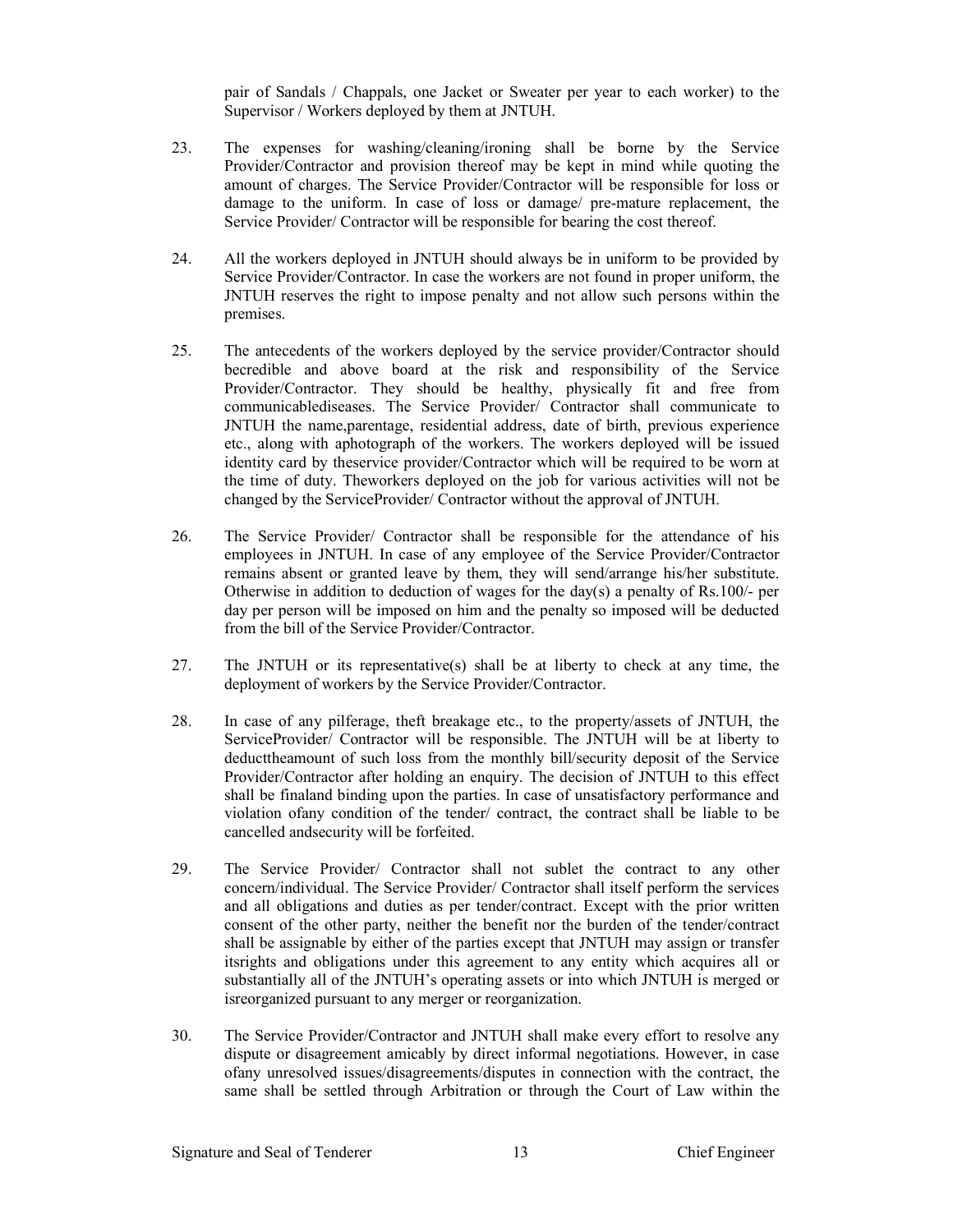pair of Sandals / Chappals, one Jacket or Sweater per year to each worker) to the Supervisor / Workers deployed by them at JNTUH.

23. The expenses for washing/cleaning/ironing shall be borne by the Service Provider/Contractor and provision thereof may be kept in mind while quoting the amount of charges. The Service Provider/Contractor will be responsible for loss or damage to the uniform. In case of loss or damage/ pre-mature replacement, the Service Provider/ Contractor will be responsible for bearing the cost thereof.

24. All the workers deployed in JNTUH should always be in uniform to be provided by Service Provider/Contractor. In case the workers are not found in proper uniform, the JNTUH reserves the right to impose penalty and not allow such persons within the premises.

25. The antecedents of the workers deployed by the service provider/Contractor should becredible and above board at the risk and responsibility of the Service Provider/Contractor. They should be healthy, physically fit and free from communicablediseases. The Service Provider/ Contractor shall communicate to JNTUH the name,parentage, residential address, date of birth, previous experience etc., along with aphotograph of the workers. The workers deployed will be issued identity card by theservice provider/Contractor which will be required to be worn at the time of duty. Theworkers deployed on the job for various activities will not be changed by the ServiceProvider/ Contractor without the approval of JNTUH.

26. The Service Provider/ Contractor shall be responsible for the attendance of his employees in JNTUH. In case of any employee of the Service Provider/Contractor remains absent or granted leave by them, they will send/arrange his/her substitute. Otherwise in addition to deduction of wages for the day(s) a penalty of Rs.100/- per day per person will be imposed on him and the penalty so imposed will be deducted from the bill of the Service Provider/Contractor.

27. The JNTUH or its representative(s) shall be at liberty to check at any time, the deployment of workers by the Service Provider/Contractor.

28. In case of any pilferage, theft breakage etc., to the property/assets of JNTUH, the ServiceProvider/ Contractor will be responsible. The JNTUH will be at liberty to deducttheamount of such loss from the monthly bill/security deposit of the Service Provider/Contractor after holding an enquiry. The decision of JNTUH to this effect shall be finaland binding upon the parties. In case of unsatisfactory performance and violation ofany condition of the tender/ contract, the contract shall be liable to be cancelled andsecurity will be forfeited.

29. The Service Provider/ Contractor shall not sublet the contract to any other concern/individual. The Service Provider/ Contractor shall itself perform the services and all obligations and duties as per tender/contract. Except with the prior written consent of the other party, neither the benefit nor the burden of the tender/contract shall be assignable by either of the parties except that JNTUH may assign or transfer itsrights and obligations under this agreement to any entity which acquires all or substantially all of the JNTUH's operating assets or into which JNTUH is merged or isreorganized pursuant to any merger or reorganization.

30. The Service Provider/Contractor and JNTUH shall make every effort to resolve any dispute or disagreement amicably by direct informal negotiations. However, in case ofany unresolved issues/disagreements/disputes in connection with the contract, the same shall be settled through Arbitration or through the Court of Law within the

Signature and Seal of Tenderer Chief Engineer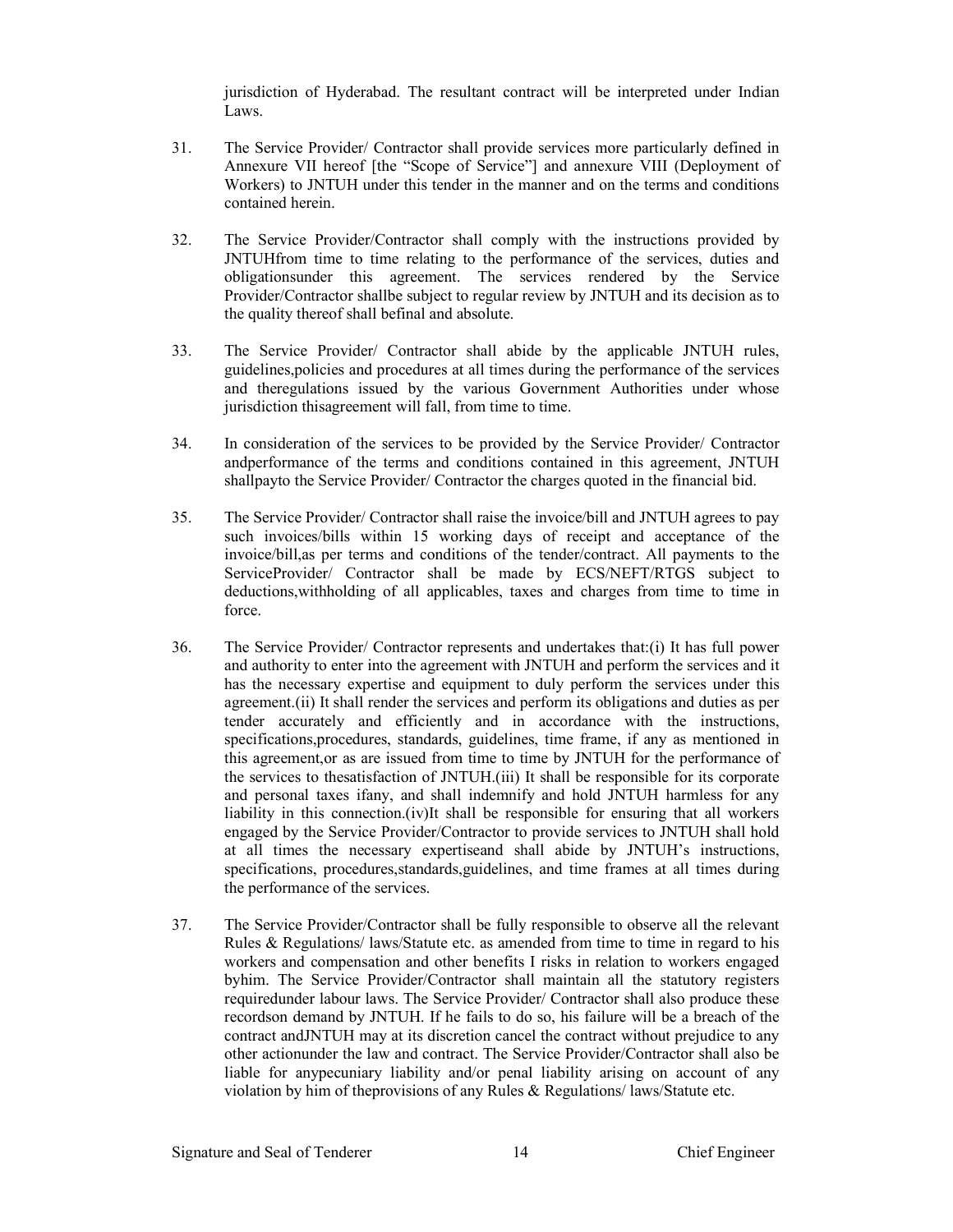jurisdiction of Hyderabad. The resultant contract will be interpreted under Indian Laws.

31. The Service Provider/ Contractor shall provide services more particularly defined in Annexure VII hereof [the "Scope of Service"] and annexure VIII (Deployment of Workers) to JNTUH under this tender in the manner and on the terms and conditions contained herein.

32. The Service Provider/Contractor shall comply with the instructions provided by JNTUHfrom time to time relating to the performance of the services, duties and obligationsunder this agreement. The services rendered by the Service Provider/Contractor shallbe subject to regular review by JNTUH and its decision as to the quality thereof shall befinal and absolute.

33. The Service Provider/ Contractor shall abide by the applicable JNTUH rules, guidelines,policies and procedures at all times during the performance of the services and theregulations issued by the various Government Authorities under whose jurisdiction thisagreement will fall, from time to time.

34. In consideration of the services to be provided by the Service Provider/ Contractor andperformance of the terms and conditions contained in this agreement, JNTUH shallpayto the Service Provider/ Contractor the charges quoted in the financial bid.

35. The Service Provider/ Contractor shall raise the invoice/bill and JNTUH agrees to pay such invoices/bills within 15 working days of receipt and acceptance of the invoice/bill,as per terms and conditions of the tender/contract. All payments to the ServiceProvider/ Contractor shall be made by ECS/NEFT/RTGS subject to deductions,withholding of all applicables, taxes and charges from time to time in force.

36. The Service Provider/ Contractor represents and undertakes that:(i) It has full power and authority to enter into the agreement with JNTUH and perform the services and it has the necessary expertise and equipment to duly perform the services under this agreement.(ii) It shall render the services and perform its obligations and duties as per tender accurately and efficiently and in accordance with the instructions, specifications,procedures, standards, guidelines, time frame, if any as mentioned in this agreement,or as are issued from time to time by JNTUH for the performance of the services to thesatisfaction of JNTUH.(iii) It shall be responsible for its corporate and personal taxes ifany, and shall indemnify and hold JNTUH harmless for any liability in this connection.(iv)It shall be responsible for ensuring that all workers engaged by the Service Provider/Contractor to provide services to JNTUH shall hold at all times the necessary expertiseand shall abide by JNTUH's instructions, specifications, procedures,standards,guidelines, and time frames at all times during the performance of the services.

37. The Service Provider/Contractor shall be fully responsible to observe all the relevant Rules & Regulations/ laws/Statute etc. as amended from time to time in regard to his workers and compensation and other benefits I risks in relation to workers engaged byhim. The Service Provider/Contractor shall maintain all the statutory registers requiredunder labour laws. The Service Provider/ Contractor shall also produce these recordson demand by JNTUH. If he fails to do so, his failure will be a breach of the contract andJNTUH may at its discretion cancel the contract without prejudice to any other actionunder the law and contract. The Service Provider/Contractor shall also be liable for anypecuniary liability and/or penal liability arising on account of any violation by him of theprovisions of any Rules & Regulations/ laws/Statute etc.

Signature and Seal of Tenderer Chief Engineer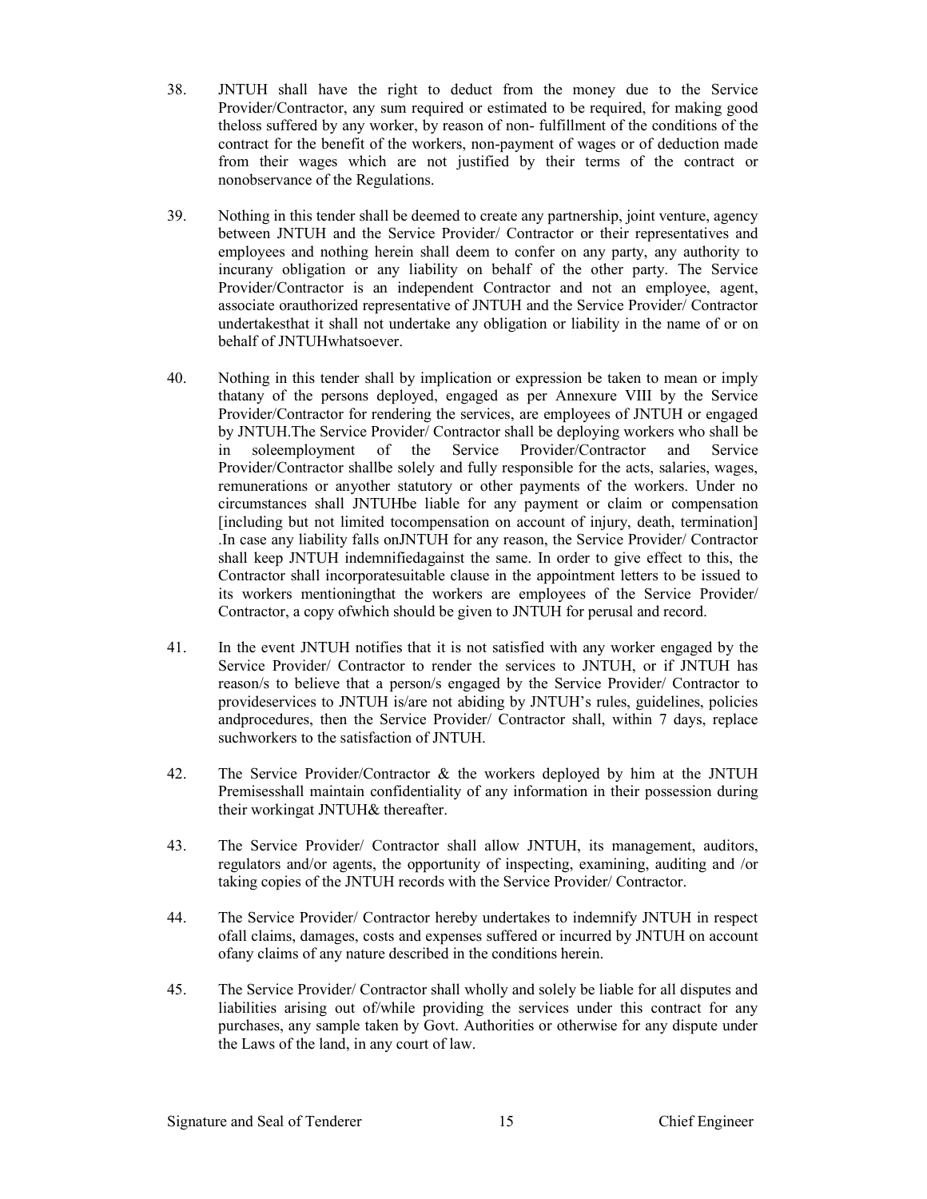38. JNTUH shall have the right to deduct from the money due to the Service Provider/Contractor, any sum required or estimated to be required, for making good theloss suffered by any worker, by reason of non- fulfillment of the conditions of the contract for the benefit of the workers, non-payment of wages or of deduction made from their wages which are not justified by their terms of the contract or nonobservance of the Regulations.

39. Nothing in this tender shall be deemed to create any partnership, joint venture, agency between JNTUH and the Service Provider/ Contractor or their representatives and employees and nothing herein shall deem to confer on any party, any authority to incurany obligation or any liability on behalf of the other party. The Service Provider/Contractor is an independent Contractor and not an employee, agent, associate orauthorized representative of JNTUH and the Service Provider/ Contractor undertakesthat it shall not undertake any obligation or liability in the name of or on behalf of JNTUHwhatsoever.

40. Nothing in this tender shall by implication or expression be taken to mean or imply thatany of the persons deployed, engaged as per Annexure VIII by the Service Provider/Contractor for rendering the services, are employees of JNTUH or engaged by JNTUH.The Service Provider/ Contractor shall be deploying workers who shall be in soleemployment of the Service Provider/Contractor and Service Provider/Contractor shallbe solely and fully responsible for the acts, salaries, wages, remunerations or anyother statutory or other payments of the workers. Under no circumstances shall JNTUHbe liable for any payment or claim or compensation [including but not limited tocompensation on account of injury, death, termination] .In case any liability falls onJNTUH for any reason, the Service Provider/ Contractor shall keep JNTUH indemnifiedagainst the same. In order to give effect to this, the Contractor shall incorporatesuitable clause in the appointment letters to be issued to its workers mentioningthat the workers are employees of the Service Provider/ Contractor, a copy ofwhich should be given to JNTUH for perusal and record.

41. In the event JNTUH notifies that it is not satisfied with any worker engaged by the Service Provider/ Contractor to render the services to JNTUH, or if JNTUH has reason/s to believe that a person/s engaged by the Service Provider/ Contractor to provideservices to JNTUH is/are not abiding by JNTUH's rules, guidelines, policies andprocedures, then the Service Provider/ Contractor shall, within 7 days, replace suchworkers to the satisfaction of JNTUH.

42. The Service Provider/Contractor & the workers deployed by him at the JNTUH Premisesshall maintain confidentiality of any information in their possession during their workingat JNTUH& thereafter.

43. The Service Provider/ Contractor shall allow JNTUH, its management, auditors, regulators and/or agents, the opportunity of inspecting, examining, auditing and /or taking copies of the JNTUH records with the Service Provider/ Contractor.

44. The Service Provider/ Contractor hereby undertakes to indemnify JNTUH in respect ofall claims, damages, costs and expenses suffered or incurred by JNTUH on account ofany claims of any nature described in the conditions herein.

45. The Service Provider/ Contractor shall wholly and solely be liable for all disputes and liabilities arising out of/while providing the services under this contract for any purchases, any sample taken by Govt. Authorities or otherwise for any dispute under the Laws of the land, in any court of law.

Signature and Seal of Tenderer Chief Engineer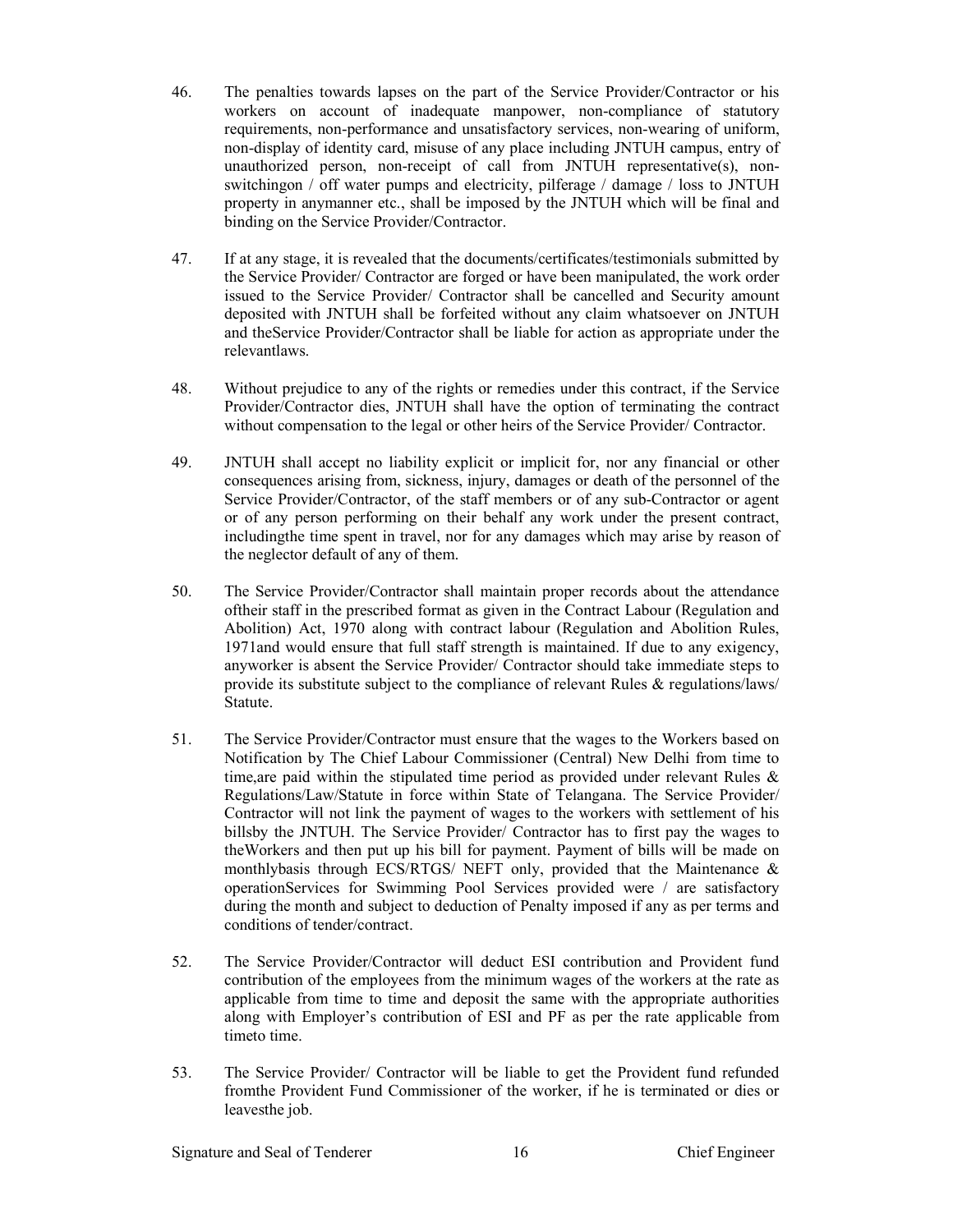46. The penalties towards lapses on the part of the Service Provider/Contractor or his workers on account of inadequate manpower, non-compliance of statutory requirements, non-performance and unsatisfactory services, non-wearing of uniform, non-display of identity card, misuse of any place including JNTUH campus, entry of unauthorized person, non-receipt of call from JNTUH representative(s), non-switchingon / off water pumps and electricity, pilferage / damage / loss to JNTUH property in anymanner etc., shall be imposed by the JNTUH which will be final and binding on the Service Provider/Contractor.

47. If at any stage, it is revealed that the documents/certificates/testimonials submitted by the Service Provider/ Contractor are forged or have been manipulated, the work order issued to the Service Provider/ Contractor shall be cancelled and Security amount deposited with JNTUH shall be forfeited without any claim whatsoever on JNTUH and theService Provider/Contractor shall be liable for action as appropriate under the relevantlaws.

48. Without prejudice to any of the rights or remedies under this contract, if the Service Provider/Contractor dies, JNTUH shall have the option of terminating the contract without compensation to the legal or other heirs of the Service Provider/ Contractor.

49. JNTUH shall accept no liability explicit or implicit for, nor any financial or other consequences arising from, sickness, injury, damages or death of the personnel of the Service Provider/Contractor, of the staff members or of any sub-Contractor or agent or of any person performing on their behalf any work under the present contract, includingthe time spent in travel, nor for any damages which may arise by reason of the neglector default of any of them.

50. The Service Provider/Contractor shall maintain proper records about the attendance oftheir staff in the prescribed format as given in the Contract Labour (Regulation and Abolition) Act, 1970 along with contract labour (Regulation and Abolition Rules, 1971and would ensure that full staff strength is maintained. If due to any exigency, anyworker is absent the Service Provider/ Contractor should take immediate steps to provide its substitute subject to the compliance of relevant Rules & regulations/laws/ Statute.

51. The Service Provider/Contractor must ensure that the wages to the Workers based on Notification by The Chief Labour Commissioner (Central) New Delhi from time to time,are paid within the stipulated time period as provided under relevant Rules & Regulations/Law/Statute in force within State of Telangana. The Service Provider/ Contractor will not link the payment of wages to the workers with settlement of his billsby the JNTUH. The Service Provider/ Contractor has to first pay the wages to theWorkers and then put up his bill for payment. Payment of bills will be made on monthlybasis through ECS/RTGS/ NEFT only, provided that the Maintenance & operationServices for Swimming Pool Services provided were / are satisfactory during the month and subject to deduction of Penalty imposed if any as per terms and conditions of tender/contract.

52. The Service Provider/Contractor will deduct ESI contribution and Provident fund contribution of the employees from the minimum wages of the workers at the rate as applicable from time to time and deposit the same with the appropriate authorities along with Employer's contribution of ESI and PF as per the rate applicable from timeto time.

53. The Service Provider/ Contractor will be liable to get the Provident fund refunded fromthe Provident Fund Commissioner of the worker, if he is terminated or dies or leavesthe job.

Signature and Seal of Tenderer Chief Engineer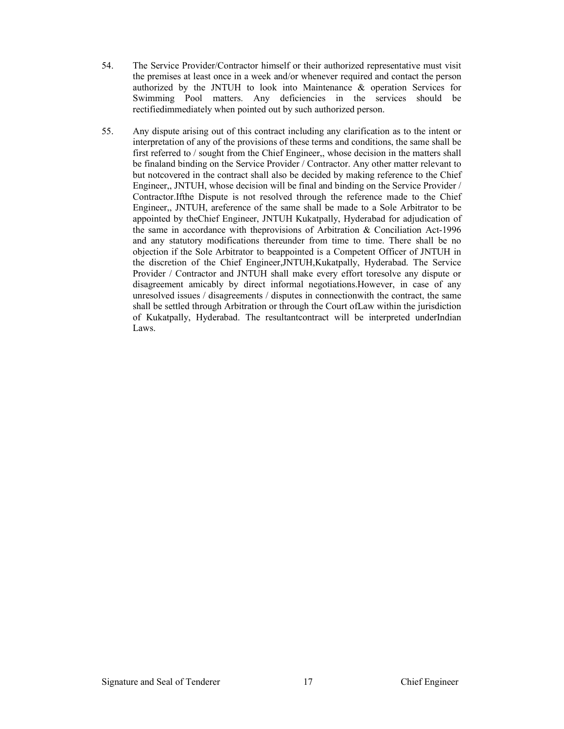54. The Service Provider/Contractor himself or their authorized representative must visit the premises at least once in a week and/or whenever required and contact the person authorized by the JNTUH to look into Maintenance & operation Services for Swimming Pool matters. Any deficiencies in the services should be rectifiedimmediately when pointed out by such authorized person.

55. Any dispute arising out of this contract including any clarification as to the intent or interpretation of any of the provisions of these terms and conditions, the same shall be first referred to / sought from the Chief Engineer,, whose decision in the matters shall be finaland binding on the Service Provider / Contractor. Any other matter relevant to but notcovered in the contract shall also be decided by making reference to the Chief Engineer,, JNTUH, whose decision will be final and binding on the Service Provider / Contractor.Ifthe Dispute is not resolved through the reference made to the Chief Engineer,, JNTUH, areference of the same shall be made to a Sole Arbitrator to be appointed by theChief Engineer, JNTUH Kukatpally, Hyderabad for adjudication of the same in accordance with theprovisions of Arbitration & Conciliation Act-1996 and any statutory modifications thereunder from time to time. There shall be no objection if the Sole Arbitrator to beappointed is a Competent Officer of JNTUH in the discretion of the Chief Engineer,JNTUH,Kukatpally, Hyderabad. The Service Provider / Contractor and JNTUH shall make every effort toresolve any dispute or disagreement amicably by direct informal negotiations.However, in case of any unresolved issues / disagreements / disputes in connectionwith the contract, the same shall be settled through Arbitration or through the Court ofLaw within the jurisdiction of Kukatpally, Hyderabad. The resultantcontract will be interpreted underIndian Laws.

Signature and Seal of Tenderer | Chief Engineer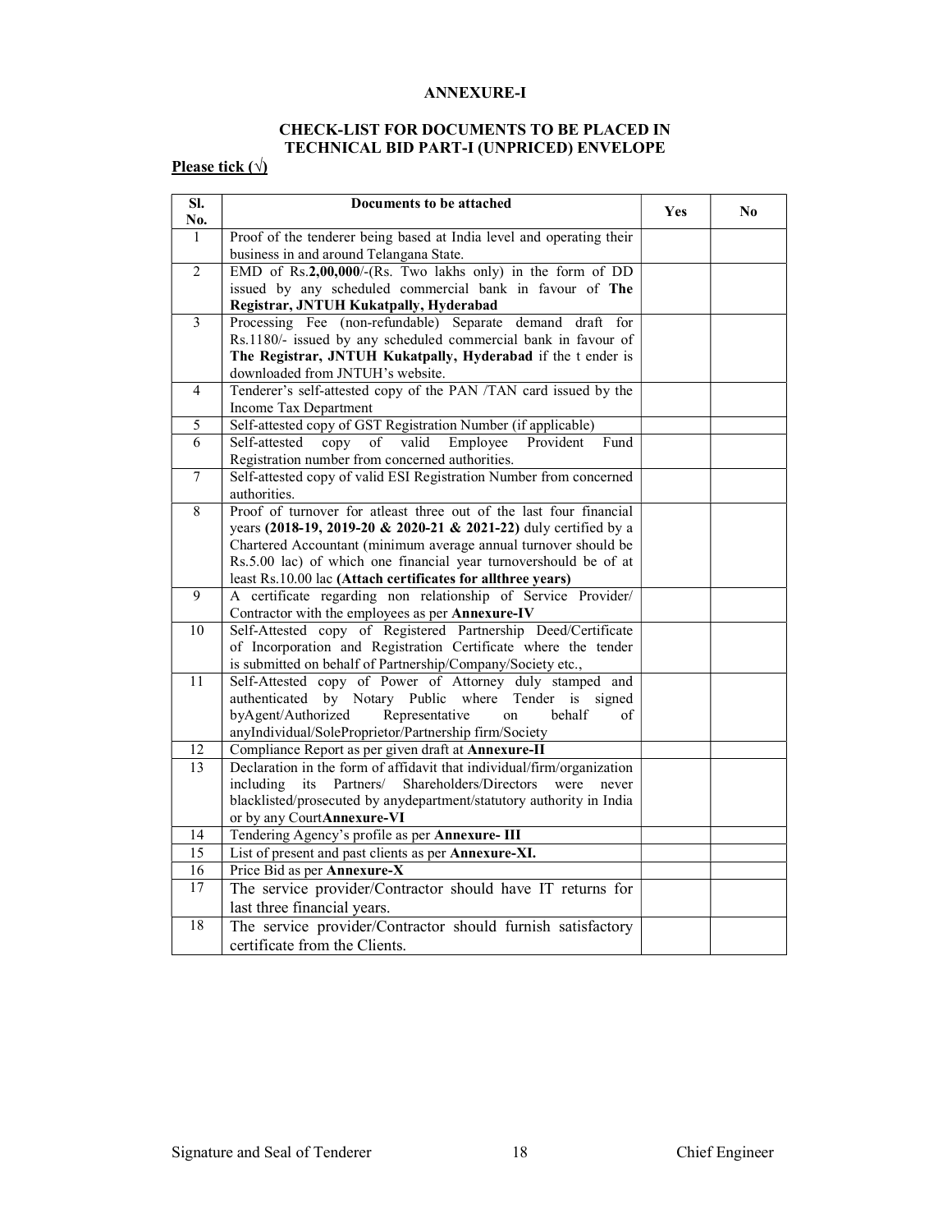**ANNEXURE-I**

**CHECK-LIST FOR DOCUMENTS TO BE PLACED IN TECHNICAL BID PART-I (UNPRICED) ENVELOPE**

**Please tick (√)**

| Sl. No. | Documents to be attached | Yes | No |
|---|---|---|---|
| 1 | Proof of the tenderer being based at India level and operating their business in and around Telangana State. | | |
| 2 | EMD of Rs.**2,00,000**/-(Rs. Two lakhs only) in the form of DD issued by any scheduled commercial bank in favour of **The Registrar, JNTUH Kukatpally, Hyderabad** | | |
| 3 | Processing Fee (non-refundable) Separate demand draft for Rs.1180/- issued by any scheduled commercial bank in favour of **The Registrar, JNTUH Kukatpally, Hyderabad** if the t ender is downloaded from JNTUH's website. | | |
| 4 | Tenderer's self-attested copy of the PAN /TAN card issued by the Income Tax Department | | |
| 5 | Self-attested copy of GST Registration Number (if applicable) | | |
| 6 | Self-attested copy of valid Employee Provident Fund Registration number from concerned authorities. | | |
| 7 | Self-attested copy of valid ESI Registration Number from concerned authorities. | | |
| 8 | Proof of turnover for atleast three out of the last four financial years **(2018-19, 2019-20 & 2020-21 & 2021-22)** duly certified by a Chartered Accountant (minimum average annual turnover should be Rs.5.00 lac) of which one financial year turnovershould be of at least Rs.10.00 lac **(Attach certificates for allthree years)** | | |
| 9 | A certificate regarding non relationship of Service Provider/ Contractor with the employees as per **Annexure-IV** | | |
| 10 | Self-Attested copy of Registered Partnership Deed/Certificate of Incorporation and Registration Certificate where the tender is submitted on behalf of Partnership/Company/Society etc., | | |
| 11 | Self-Attested copy of Power of Attorney duly stamped and authenticated by Notary Public where Tender is signed byAgent/Authorized Representative on behalf of anyIndividual/SoleProprietor/Partnership firm/Society | | |
| 12 | Compliance Report as per given draft at **Annexure-II** | | |
| 13 | Declaration in the form of affidavit that individual/firm/organization including its Partners/ Shareholders/Directors were never blacklisted/prosecuted by anydepartment/statutory authority in India or by any Court**Annexure-VI** | | |
| 14 | Tendering Agency's profile as per **Annexure- III** | | |
| 15 | List of present and past clients as per **Annexure-XI.** | | |
| 16 | Price Bid as per **Annexure-X** | | |
| 17 | The service provider/Contractor should have IT returns for last three financial years. | | |
| 18 | The service provider/Contractor should furnish satisfactory certificate from the Clients. | | |

Signature and Seal of Tenderer Chief Engineer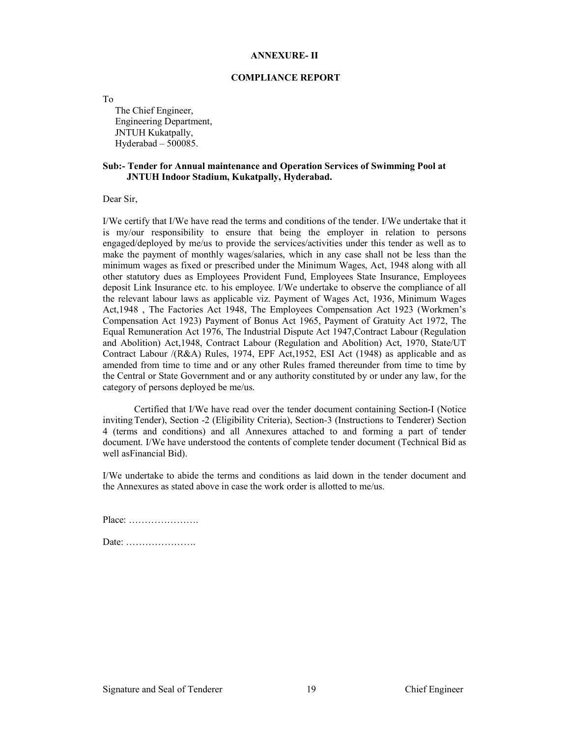**ANNEXURE- II**

**COMPLIANCE REPORT**

To

The Chief Engineer,
Engineering Department,
JNTUH Kukatpally,
Hyderabad – 500085.

**Sub:- Tender for Annual maintenance and Operation Services of Swimming Pool at JNTUH Indoor Stadium, Kukatpally, Hyderabad.**

Dear Sir,

I/We certify that I/We have read the terms and conditions of the tender. I/We undertake that it is my/our responsibility to ensure that being the employer in relation to persons engaged/deployed by me/us to provide the services/activities under this tender as well as to make the payment of monthly wages/salaries, which in any case shall not be less than the minimum wages as fixed or prescribed under the Minimum Wages, Act, 1948 along with all other statutory dues as Employees Provident Fund, Employees State Insurance, Employees deposit Link Insurance etc. to his employee. I/We undertake to observe the compliance of all the relevant labour laws as applicable viz. Payment of Wages Act, 1936, Minimum Wages Act,1948 , The Factories Act 1948, The Employees Compensation Act 1923 (Workmen's Compensation Act 1923) Payment of Bonus Act 1965, Payment of Gratuity Act 1972, The Equal Remuneration Act 1976, The Industrial Dispute Act 1947,Contract Labour (Regulation and Abolition) Act,1948, Contract Labour (Regulation and Abolition) Act, 1970, State/UT Contract Labour /(R&A) Rules, 1974, EPF Act,1952, ESI Act (1948) as applicable and as amended from time to time and or any other Rules framed thereunder from time to time by the Central or State Government and or any authority constituted by or under any law, for the category of persons deployed be me/us.

Certified that I/We have read over the tender document containing Section-I (Notice inviting Tender), Section -2 (Eligibility Criteria), Section-3 (Instructions to Tenderer) Section 4 (terms and conditions) and all Annexures attached to and forming a part of tender document. I/We have understood the contents of complete tender document (Technical Bid as well asFinancial Bid).

I/We undertake to abide the terms and conditions as laid down in the tender document and the Annexures as stated above in case the work order is allotted to me/us.

Place: ………………….

Date: ………………….

Signature and Seal of Tenderer    Chief Engineer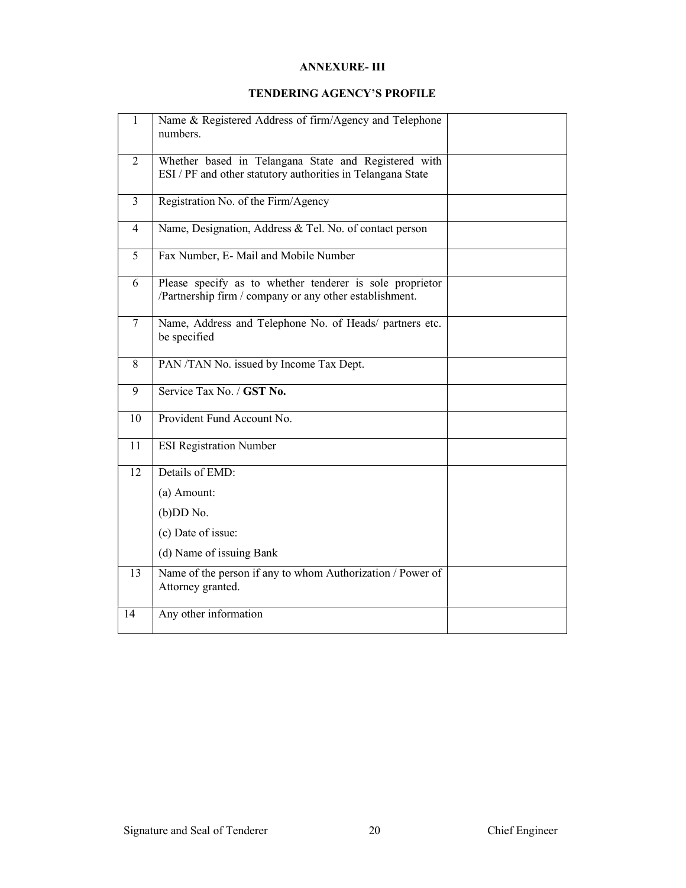**ANNEXURE- III**

**TENDERING AGENCY'S PROFILE**

| | | |
|---|---|---|
| 1 | Name & Registered Address of firm/Agency and Telephone numbers. | |
| 2 | Whether based in Telangana State and Registered with ESI / PF and other statutory authorities in Telangana State | |
| 3 | Registration No. of the Firm/Agency | |
| 4 | Name, Designation, Address & Tel. No. of contact person | |
| 5 | Fax Number, E- Mail and Mobile Number | |
| 6 | Please specify as to whether tenderer is sole proprietor /Partnership firm / company or any other establishment. | |
| 7 | Name, Address and Telephone No. of Heads/ partners etc. be specified | |
| 8 | PAN /TAN No. issued by Income Tax Dept. | |
| 9 | Service Tax No. / **GST No.** | |
| 10 | Provident Fund Account No. | |
| 11 | ESI Registration Number | |
| 12 | Details of EMD:<br>(a) Amount:<br>(b)DD No.<br>(c) Date of issue:<br>(d) Name of issuing Bank | |
| 13 | Name of the person if any to whom Authorization / Power of Attorney granted. | |
| 14 | Any other information | |

Signature and Seal of Tenderer                                        Chief Engineer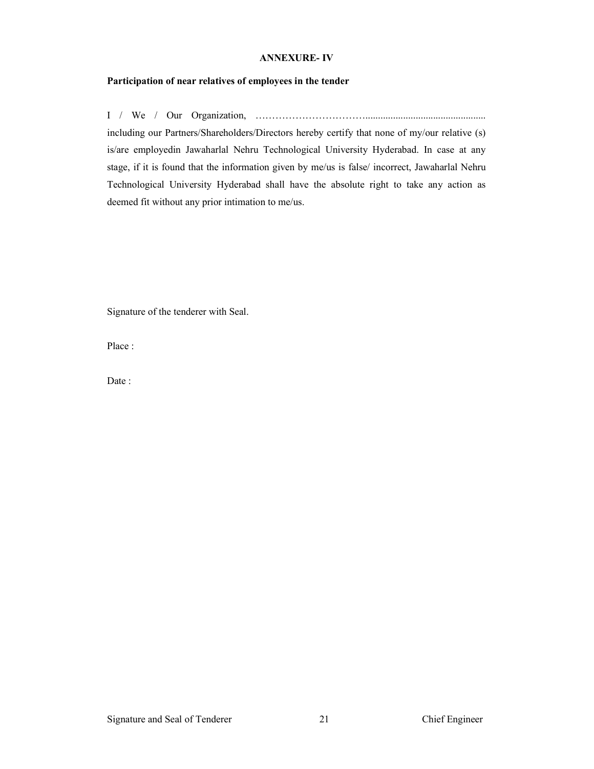**ANNEXURE- IV**

**Participation of near relatives of employees in the tender**

I / We / Our Organization, ………………………….................................................. including our Partners/Shareholders/Directors hereby certify that none of my/our relative (s) is/are employedin Jawaharlal Nehru Technological University Hyderabad. In case at any stage, if it is found that the information given by me/us is false/ incorrect, Jawaharlal Nehru Technological University Hyderabad shall have the absolute right to take any action as deemed fit without any prior intimation to me/us.

Signature of the tenderer with Seal.

Place :

Date :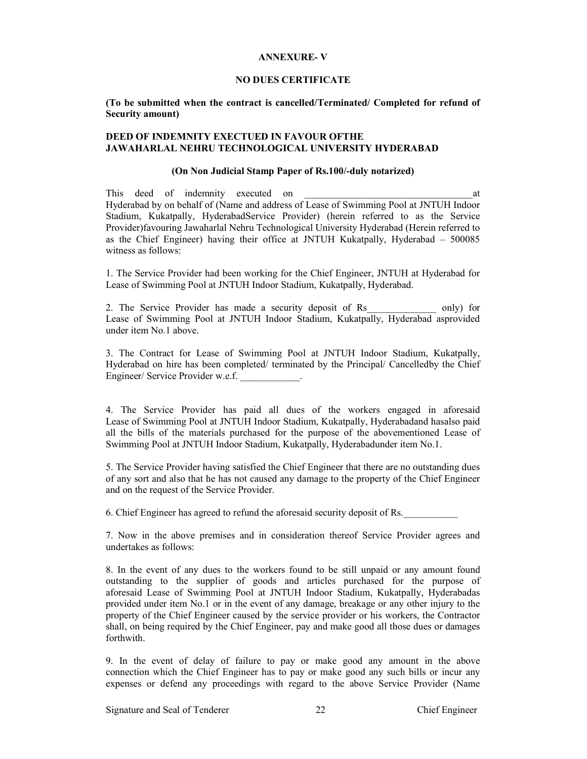**ANNEXURE- V**

**NO DUES CERTIFICATE**

**(To be submitted when the contract is cancelled/Terminated/ Completed for refund of Security amount)**

**DEED OF INDEMNITY EXECTUED IN FAVOUR OFTHE JAWAHARLAL NEHRU TECHNOLOGICAL UNIVERSITY HYDERABAD**

**(On Non Judicial Stamp Paper of Rs.100/-duly notarized)**

This deed of indemnity executed on ___________________________________at Hyderabad by on behalf of (Name and address of Lease of Swimming Pool at JNTUH Indoor Stadium, Kukatpally, HyderabadService Provider) (herein referred to as the Service Provider)favouring Jawaharlal Nehru Technological University Hyderabad (Herein referred to as the Chief Engineer) having their office at JNTUH Kukatpally, Hyderabad – 500085 witness as follows:

1. The Service Provider had been working for the Chief Engineer, JNTUH at Hyderabad for Lease of Swimming Pool at JNTUH Indoor Stadium, Kukatpally, Hyderabad.

2. The Service Provider has made a security deposit of Rs______________ only) for Lease of Swimming Pool at JNTUH Indoor Stadium, Kukatpally, Hyderabad asprovided under item No.1 above.

3. The Contract for Lease of Swimming Pool at JNTUH Indoor Stadium, Kukatpally, Hyderabad on hire has been completed/ terminated by the Principal/ Cancelledby the Chief Engineer/ Service Provider w.e.f. ____________.

4. The Service Provider has paid all dues of the workers engaged in aforesaid Lease of Swimming Pool at JNTUH Indoor Stadium, Kukatpally, Hyderabadand hasalso paid all the bills of the materials purchased for the purpose of the abovementioned Lease of Swimming Pool at JNTUH Indoor Stadium, Kukatpally, Hyderabadunder item No.1.

5. The Service Provider having satisfied the Chief Engineer that there are no outstanding dues of any sort and also that he has not caused any damage to the property of the Chief Engineer and on the request of the Service Provider.

6. Chief Engineer has agreed to refund the aforesaid security deposit of Rs.___________

7. Now in the above premises and in consideration thereof Service Provider agrees and undertakes as follows:

8. In the event of any dues to the workers found to be still unpaid or any amount found outstanding to the supplier of goods and articles purchased for the purpose of aforesaid Lease of Swimming Pool at JNTUH Indoor Stadium, Kukatpally, Hyderabadas provided under item No.1 or in the event of any damage, breakage or any other injury to the property of the Chief Engineer caused by the service provider or his workers, the Contractor shall, on being required by the Chief Engineer, pay and make good all those dues or damages forthwith.

9. In the event of delay of failure to pay or make good any amount in the above connection which the Chief Engineer has to pay or make good any such bills or incur any expenses or defend any proceedings with regard to the above Service Provider (Name

Signature and Seal of Tenderer | Chief Engineer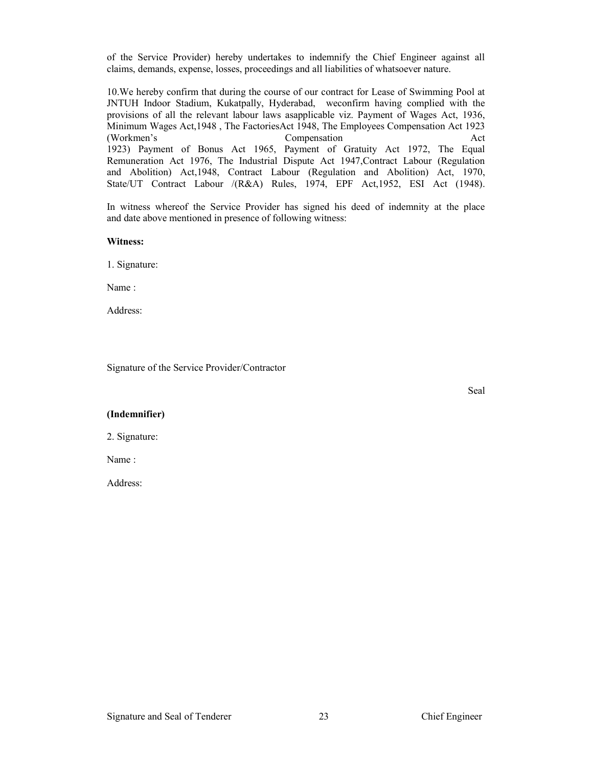of the Service Provider) hereby undertakes to indemnify the Chief Engineer against all claims, demands, expense, losses, proceedings and all liabilities of whatsoever nature.

10.We hereby confirm that during the course of our contract for Lease of Swimming Pool at JNTUH Indoor Stadium, Kukatpally, Hyderabad, weconfirm having complied with the provisions of all the relevant labour laws asapplicable viz. Payment of Wages Act, 1936, Minimum Wages Act,1948 , The FactoriesAct 1948, The Employees Compensation Act 1923 (Workmen's Compensation Act 1923) Payment of Bonus Act 1965, Payment of Gratuity Act 1972, The Equal Remuneration Act 1976, The Industrial Dispute Act 1947,Contract Labour (Regulation and Abolition) Act,1948, Contract Labour (Regulation and Abolition) Act, 1970, State/UT Contract Labour /(R&A) Rules, 1974, EPF Act,1952, ESI Act (1948).

In witness whereof the Service Provider has signed his deed of indemnity at the place and date above mentioned in presence of following witness:

**Witness:**

1. Signature:

Name :

Address:

Signature of the Service Provider/Contractor

Seal

**(Indemnifier)**

2. Signature:

Name :

Address:

Signature and Seal of Tenderer Chief Engineer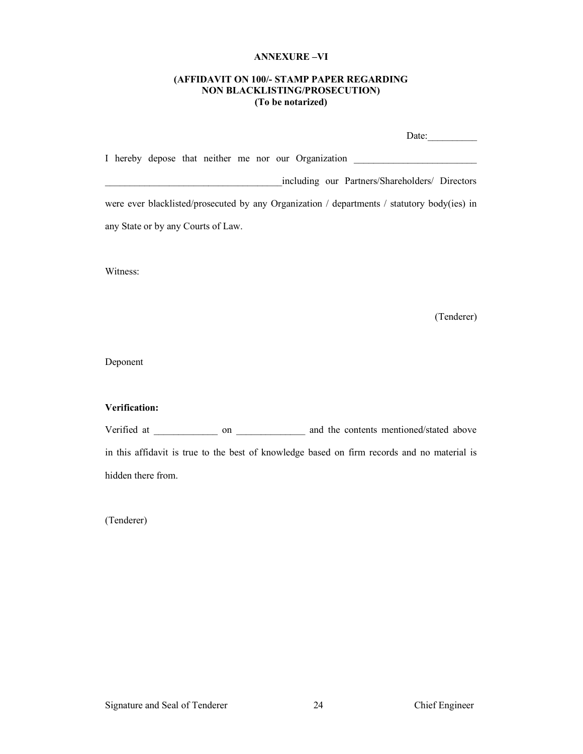**ANNEXURE –VI**

**(AFFIDAVIT ON 100/- STAMP PAPER REGARDING NON BLACKLISTING/PROSECUTION)**
**(To be notarized)**

Date:__________

I hereby depose that neither me nor our Organization _________________________ ____________________________________including our Partners/Shareholders/ Directors were ever blacklisted/prosecuted by any Organization / departments / statutory body(ies) in any State or by any Courts of Law.

Witness:

(Tenderer)

Deponent

**Verification:**

Verified at _____________ on ______________ and the contents mentioned/stated above in this affidavit is true to the best of knowledge based on firm records and no material is hidden there from.

(Tenderer)

Signature and Seal of Tenderer Chief Engineer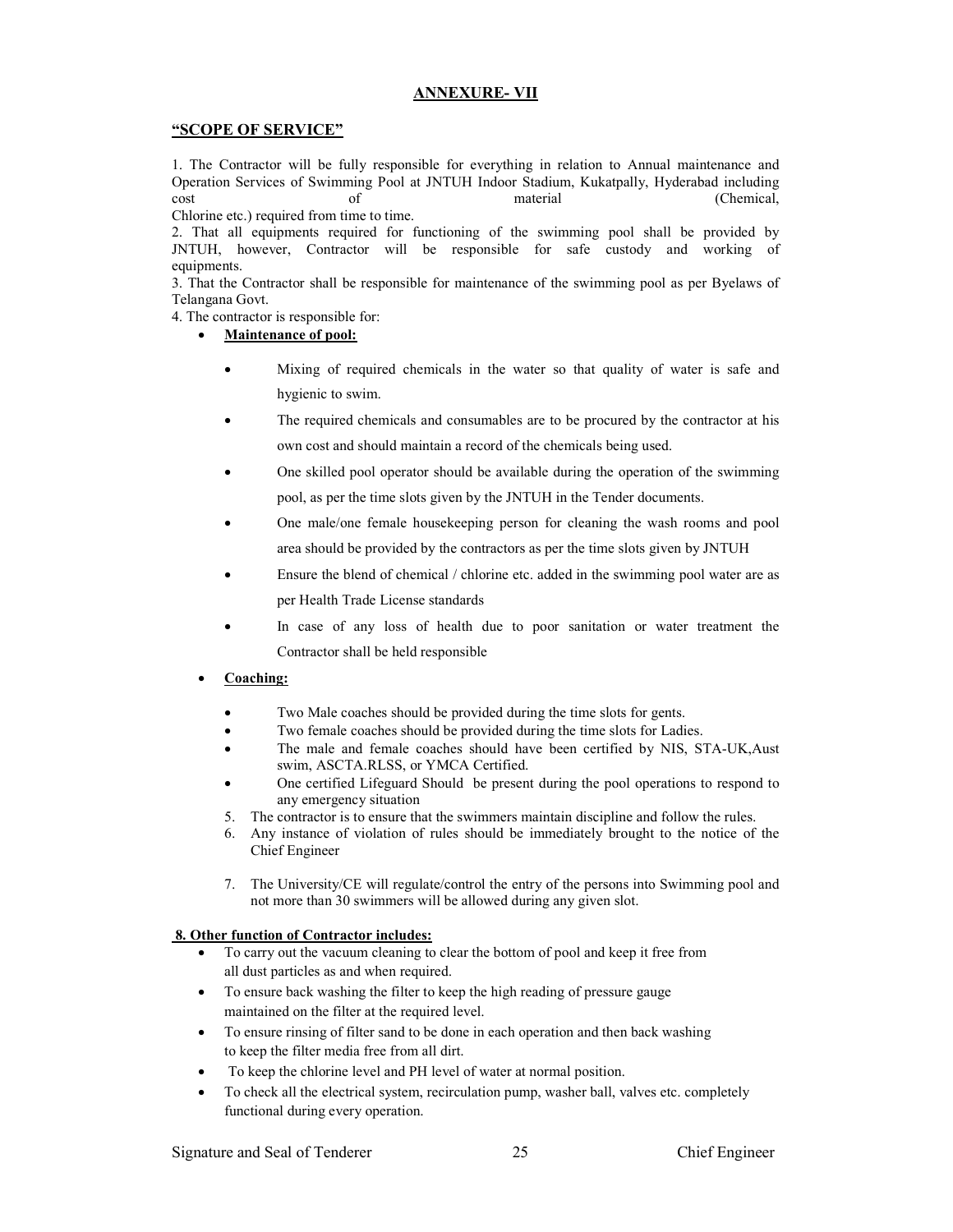## ANNEXURE- VII

### "SCOPE OF SERVICE"

1. The Contractor will be fully responsible for everything in relation to Annual maintenance and Operation Services of Swimming Pool at JNTUH Indoor Stadium, Kukatpally, Hyderabad including cost of material (Chemical, Chlorine etc.) required from time to time.
2. That all equipments required for functioning of the swimming pool shall be provided by JNTUH, however, Contractor will be responsible for safe custody and working of equipments.
3. That the Contractor shall be responsible for maintenance of the swimming pool as per Byelaws of Telangana Govt.
4. The contractor is responsible for:

- **Maintenance of pool:**
  - Mixing of required chemicals in the water so that quality of water is safe and hygienic to swim.
  - The required chemicals and consumables are to be procured by the contractor at his own cost and should maintain a record of the chemicals being used.
  - One skilled pool operator should be available during the operation of the swimming pool, as per the time slots given by the JNTUH in the Tender documents.
  - One male/one female housekeeping person for cleaning the wash rooms and pool area should be provided by the contractors as per the time slots given by JNTUH
  - Ensure the blend of chemical / chlorine etc. added in the swimming pool water are as per Health Trade License standards
  - In case of any loss of health due to poor sanitation or water treatment the Contractor shall be held responsible
- **Coaching:**
  - Two Male coaches should be provided during the time slots for gents.
  - Two female coaches should be provided during the time slots for Ladies.
  - The male and female coaches should have been certified by NIS, STA-UK,Aust swim, ASCTA.RLSS, or YMCA Certified.
  - One certified Lifeguard Should be present during the pool operations to respond to any emergency situation

5. The contractor is to ensure that the swimmers maintain discipline and follow the rules.
6. Any instance of violation of rules should be immediately brought to the notice of the Chief Engineer
7. The University/CE will regulate/control the entry of the persons into Swimming pool and not more than 30 swimmers will be allowed during any given slot.

**8. Other function of Contractor includes:**

- To carry out the vacuum cleaning to clear the bottom of pool and keep it free from all dust particles as and when required.
- To ensure back washing the filter to keep the high reading of pressure gauge maintained on the filter at the required level.
- To ensure rinsing of filter sand to be done in each operation and then back washing to keep the filter media free from all dirt.
- To keep the chlorine level and PH level of water at normal position.
- To check all the electrical system, recirculation pump, washer ball, valves etc. completely functional during every operation.

Signature and Seal of Tenderer | Chief Engineer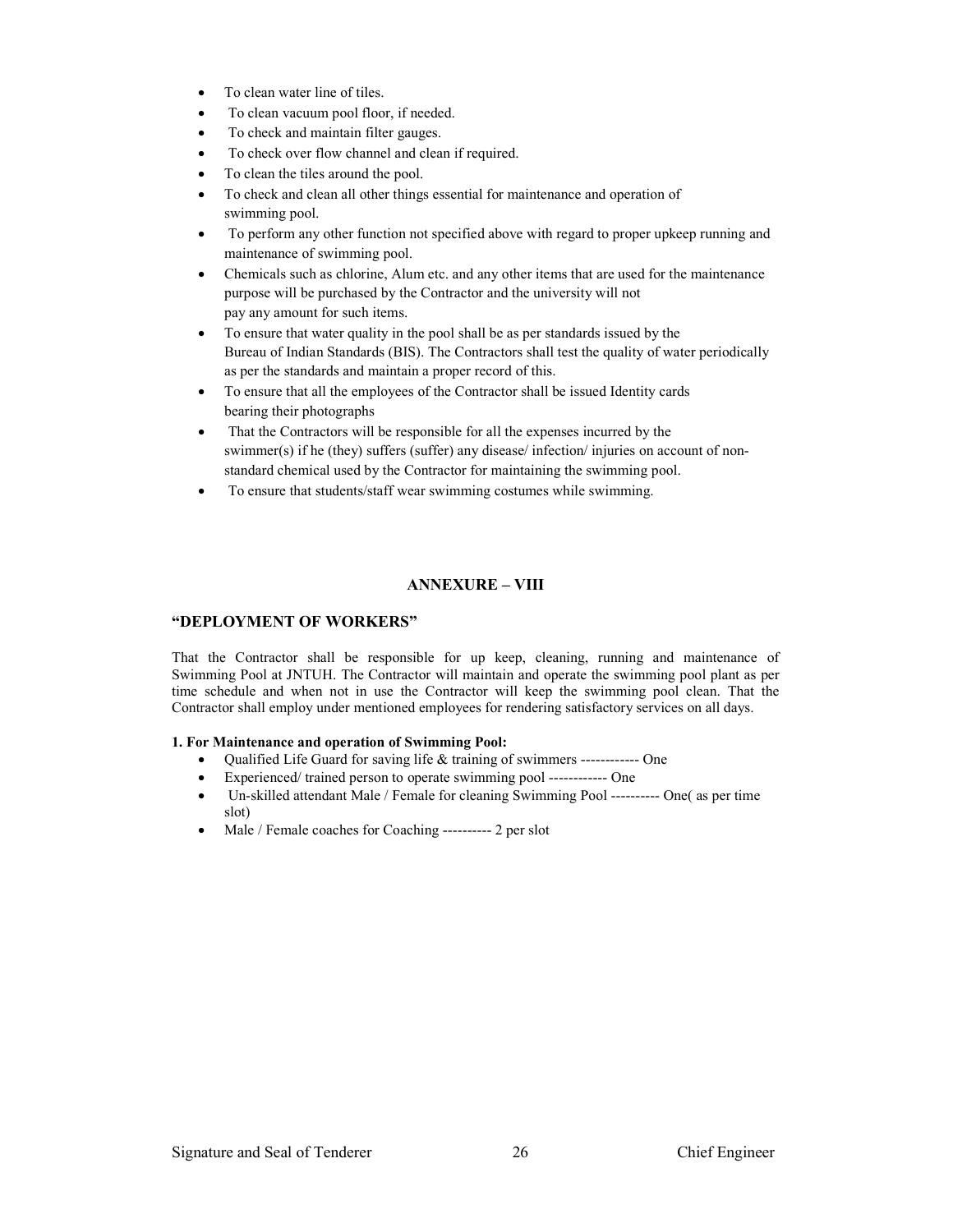- To clean water line of tiles.
- To clean vacuum pool floor, if needed.
- To check and maintain filter gauges.
- To check over flow channel and clean if required.
- To clean the tiles around the pool.
- To check and clean all other things essential for maintenance and operation of swimming pool.
- To perform any other function not specified above with regard to proper upkeep running and maintenance of swimming pool.
- Chemicals such as chlorine, Alum etc. and any other items that are used for the maintenance purpose will be purchased by the Contractor and the university will not pay any amount for such items.
- To ensure that water quality in the pool shall be as per standards issued by the Bureau of Indian Standards (BIS). The Contractors shall test the quality of water periodically as per the standards and maintain a proper record of this.
- To ensure that all the employees of the Contractor shall be issued Identity cards bearing their photographs
- That the Contractors will be responsible for all the expenses incurred by the swimmer(s) if he (they) suffers (suffer) any disease/ infection/ injuries on account of non-standard chemical used by the Contractor for maintaining the swimming pool.
- To ensure that students/staff wear swimming costumes while swimming.

## ANNEXURE – VIII

### "DEPLOYMENT OF WORKERS"

That the Contractor shall be responsible for up keep, cleaning, running and maintenance of Swimming Pool at JNTUH. The Contractor will maintain and operate the swimming pool plant as per time schedule and when not in use the Contractor will keep the swimming pool clean. That the Contractor shall employ under mentioned employees for rendering satisfactory services on all days.

**1. For Maintenance and operation of Swimming Pool:**

- Qualified Life Guard for saving life & training of swimmers ------------ One
- Experienced/ trained person to operate swimming pool ------------ One
- Un-skilled attendant Male / Female for cleaning Swimming Pool ---------- One( as per time slot)
- Male / Female coaches for Coaching ---------- 2 per slot

Signature and Seal of Tenderer | Chief Engineer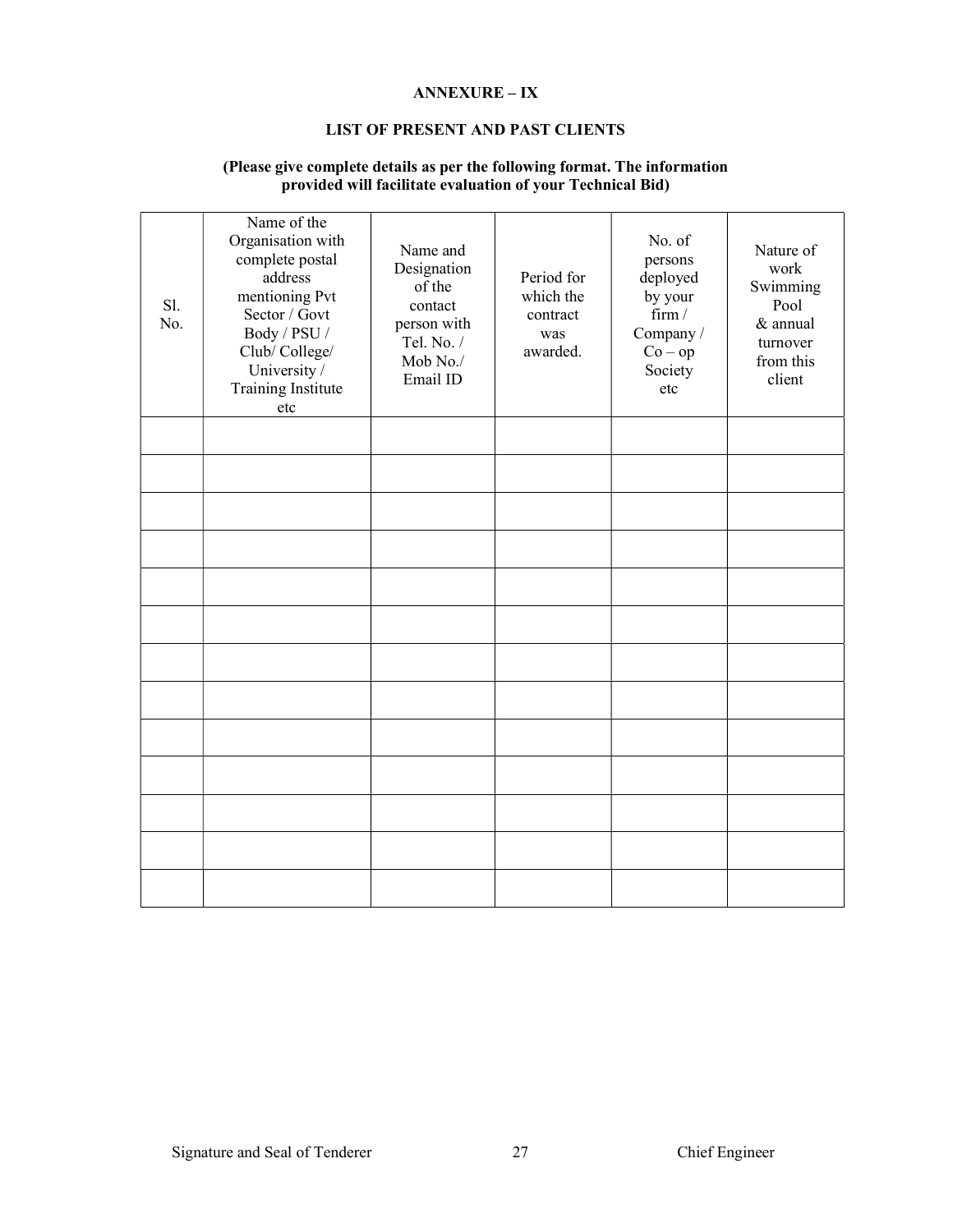# ANNEXURE – IX

## LIST OF PRESENT AND PAST CLIENTS

**(Please give complete details as per the following format. The information provided will facilitate evaluation of your Technical Bid)**

| Sl. No. | Name of the Organisation with complete postal address mentioning Pvt Sector / Govt Body / PSU / Club/ College/ University / Training Institute etc | Name and Designation of the contact person with Tel. No. / Mob No./ Email ID | Period for which the contract was awarded. | No. of persons deployed by your firm / Company / Co – op Society etc | Nature of work Swimming Pool & annual turnover from this client |
|---|---|---|---|---|---|
| | | | | | |
| | | | | | |
| | | | | | |
| | | | | | |
| | | | | | |
| | | | | | |
| | | | | | |
| | | | | | |
| | | | | | |
| | | | | | |
| | | | | | |
| | | | | | |
| | | | | | |

Signature and Seal of Tenderer | Chief Engineer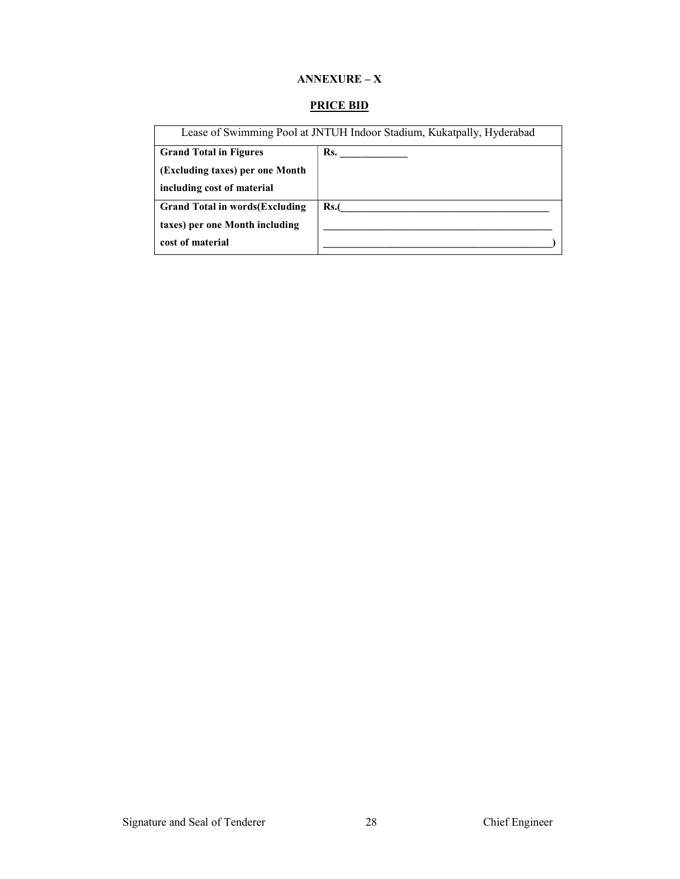**ANNEXURE – X**

**PRICE BID**

| Lease of Swimming Pool at JNTUH Indoor Stadium, Kukatpally, Hyderabad | |
|---|---|
| **Grand Total in Figures (Excluding taxes) per one Month including cost of material** | **Rs. ____________** |
| **Grand Total in words(Excluding taxes) per one Month including cost of material** | **Rs.(________________________________________ ____________________________________________ ____________________________________________)** |

Signature and Seal of Tenderer

Chief Engineer